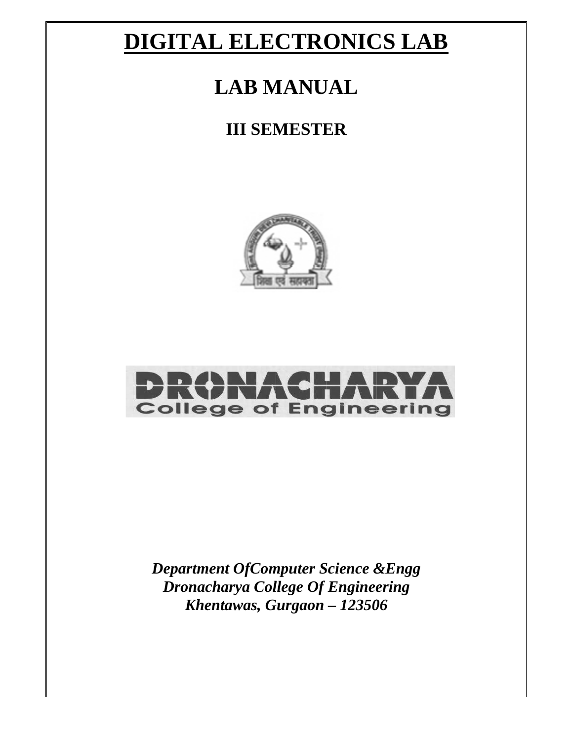# DIGITAL ELECTRONICS LAB

# LAB MANUAL

## III SEMESTER

DRONACHARYA
College of Engineering

***Department OfComputer Science &Engg***
***Dronacharya College Of Engineering***
***Khentawas, Gurgaon – 123506***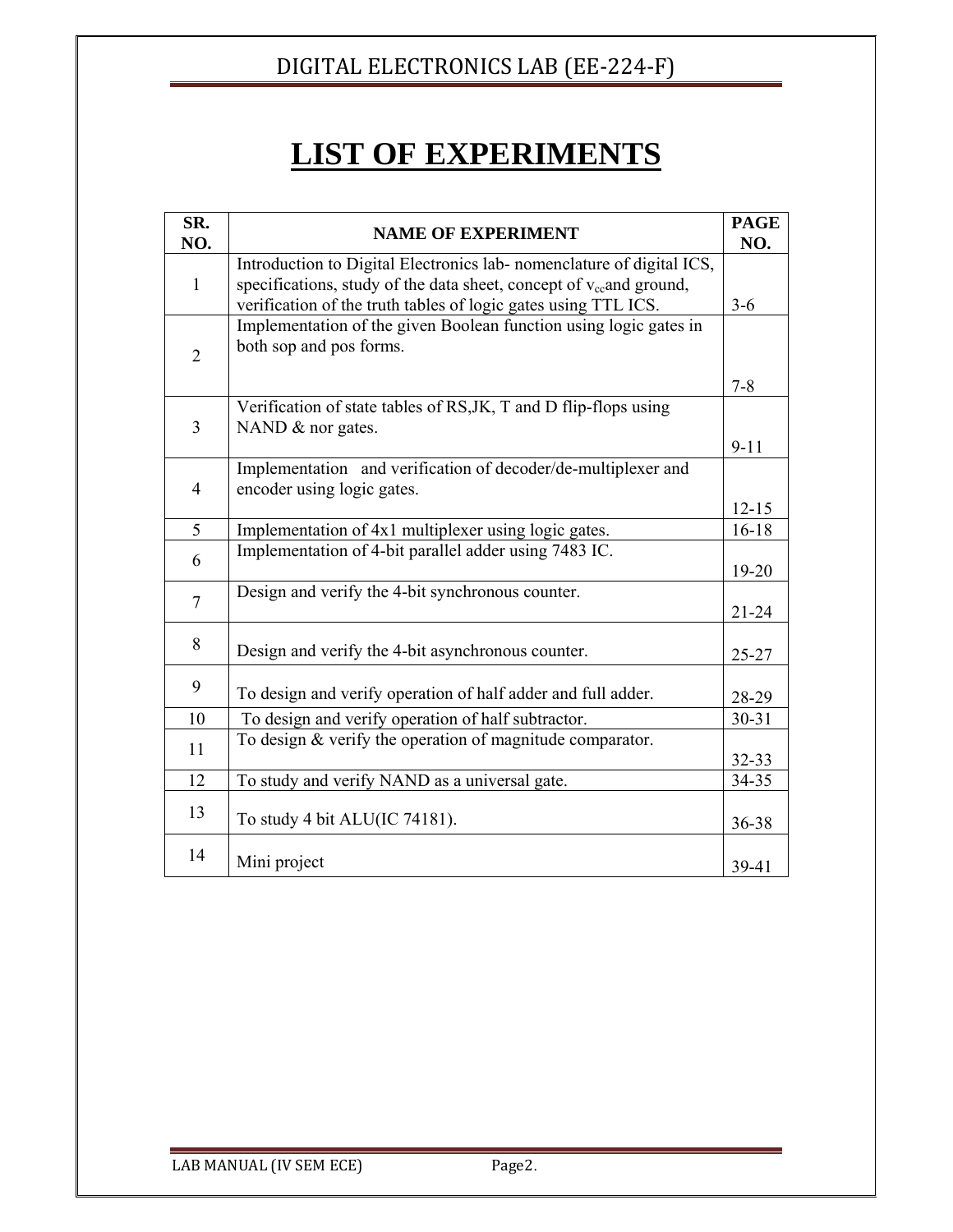# LIST OF EXPERIMENTS

| SR. NO. | NAME OF EXPERIMENT | PAGE NO. |
|---|---|---|
| 1 | Introduction to Digital Electronics lab- nomenclature of digital ICS, specifications, study of the data sheet, concept of $v_{cc}$and ground, verification of the truth tables of logic gates using TTL ICS. | 3-6 |
| 2 | Implementation of the given Boolean function using logic gates in both sop and pos forms. | 7-8 |
| 3 | Verification of state tables of RS,JK, T and D flip-flops using NAND & nor gates. | 9-11 |
| 4 | Implementation and verification of decoder/de-multiplexer and encoder using logic gates. | 12-15 |
| 5 | Implementation of 4x1 multiplexer using logic gates. | 16-18 |
| 6 | Implementation of 4-bit parallel adder using 7483 IC. | 19-20 |
| 7 | Design and verify the 4-bit synchronous counter. | 21-24 |
| 8 | Design and verify the 4-bit asynchronous counter. | 25-27 |
| 9 | To design and verify operation of half adder and full adder. | 28-29 |
| 10 | To design and verify operation of half subtractor. | 30-31 |
| 11 | To design & verify the operation of magnitude comparator. | 32-33 |
| 12 | To study and verify NAND as a universal gate. | 34-35 |
| 13 | To study 4 bit ALU(IC 74181). | 36-38 |
| 14 | Mini project | 39-41 |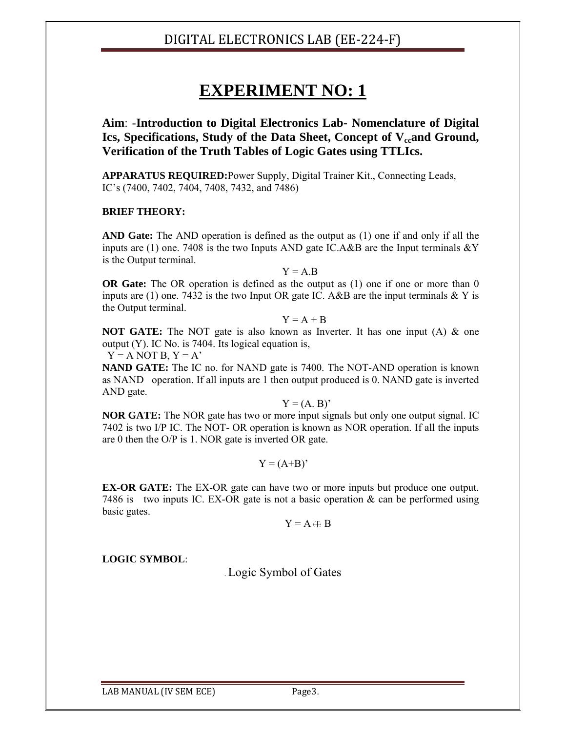# EXPERIMENT NO: 1

**Aim**: -**Introduction to Digital Electronics Lab- Nomenclature of Digital Ics, Specifications, Study of the Data Sheet, Concept of $V_{cc}$and Ground, Verification of the Truth Tables of Logic Gates using TTLIcs.**

**APPARATUS REQUIRED:**Power Supply, Digital Trainer Kit., Connecting Leads, IC's (7400, 7402, 7404, 7408, 7432, and 7486)

**BRIEF THEORY:**

**AND Gate:** The AND operation is defined as the output as (1) one if and only if all the inputs are (1) one. 7408 is the two Inputs AND gate IC.A&B are the Input terminals &Y is the Output terminal.

$$Y = A.B$$

**OR Gate:** The OR operation is defined as the output as (1) one if one or more than 0 inputs are (1) one. 7432 is the two Input OR gate IC. A&B are the input terminals & Y is the Output terminal.

$$Y = A + B$$

**NOT GATE:** The NOT gate is also known as Inverter. It has one input (A) & one output (Y). IC No. is 7404. Its logical equation is,

Y = A NOT B, Y = A'

**NAND GATE:** The IC no. for NAND gate is 7400. The NOT-AND operation is known as NAND operation. If all inputs are 1 then output produced is 0. NAND gate is inverted AND gate.

$$Y = (A.\ B)'$$

**NOR GATE:** The NOR gate has two or more input signals but only one output signal. IC 7402 is two I/P IC. The NOT- OR operation is known as NOR operation. If all the inputs are 0 then the O/P is 1. NOR gate is inverted OR gate.

$$Y = (A+B)'$$

**EX-OR GATE:** The EX-OR gate can have two or more inputs but produce one output. 7486 is two inputs IC. EX-OR gate is not a basic operation & can be performed using basic gates.

$$Y = A \oplus B$$

**LOGIC SYMBOL**:

. Logic Symbol of Gates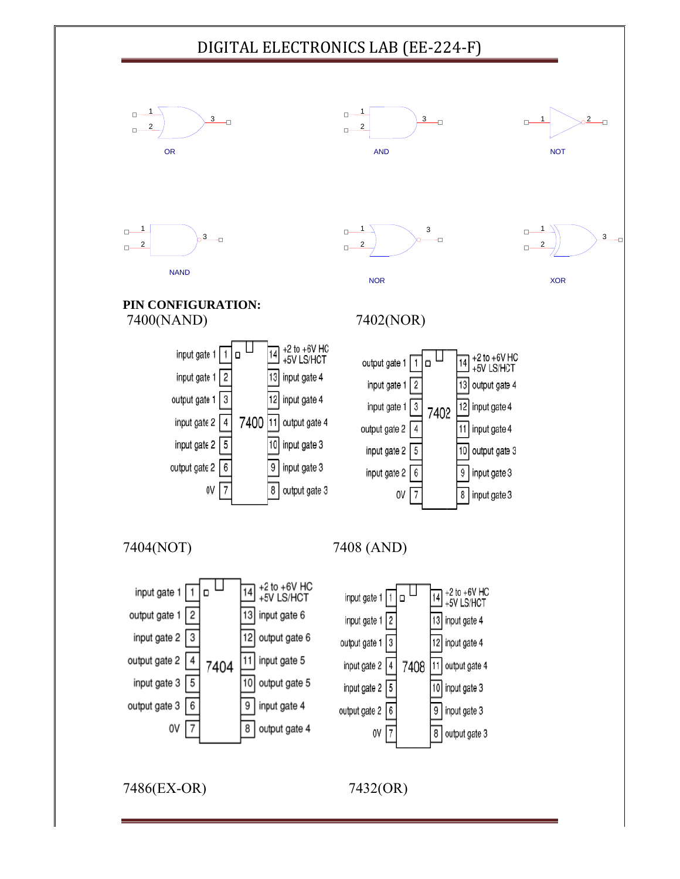OR

AND

NOT

NAND

NOR

XOR

**PIN CONFIGURATION:**

7400(NAND)

| Pin | Function | Pin | Function |
|---|---|---|---|
| 1 | input gate 1 | 14 | +2 to +6V HC +5V LS/HCT |
| 2 | input gate 1 | 13 | input gate 4 |
| 3 | output gate 1 | 12 | input gate 4 |
| 4 | input gate 2 | 11 | output gate 4 |
| 5 | input gate 2 | 10 | input gate 3 |
| 6 | output gate 2 | 9 | input gate 3 |
| 7 | 0V | 8 | output gate 3 |

7402(NOR)

| Pin | Function | Pin | Function |
|---|---|---|---|
| 1 | output gate 1 | 14 | +2 to +6V HC +5V LS/HCT |
| 2 | input gate 1 | 13 | output gate 4 |
| 3 | input gate 1 | 12 | input gate 4 |
| 4 | output gate 2 | 11 | input gate 4 |
| 5 | input gate 2 | 10 | output gate 3 |
| 6 | input gate 2 | 9 | input gate 3 |
| 7 | 0V | 8 | input gate 3 |

7404(NOT)

| Pin | Function | Pin | Function |
|---|---|---|---|
| 1 | input gate 1 | 14 | +2 to +6V HC +5V LS/HCT |
| 2 | output gate 1 | 13 | input gate 6 |
| 3 | input gate 2 | 12 | output gate 6 |
| 4 | output gate 2 | 11 | input gate 5 |
| 5 | input gate 3 | 10 | output gate 5 |
| 6 | output gate 3 | 9 | input gate 4 |
| 7 | 0V | 8 | output gate 4 |

7408 (AND)

| Pin | Function | Pin | Function |
|---|---|---|---|
| 1 | input gate 1 | 14 | +2 to +6V HC +5V LS/HCT |
| 2 | input gate 1 | 13 | input gate 4 |
| 3 | output gate 1 | 12 | input gate 4 |
| 4 | input gate 2 | 11 | output gate 4 |
| 5 | input gate 2 | 10 | input gate 3 |
| 6 | output gate 2 | 9 | input gate 3 |
| 7 | 0V | 8 | output gate 3 |

7486(EX-OR)

7432(OR)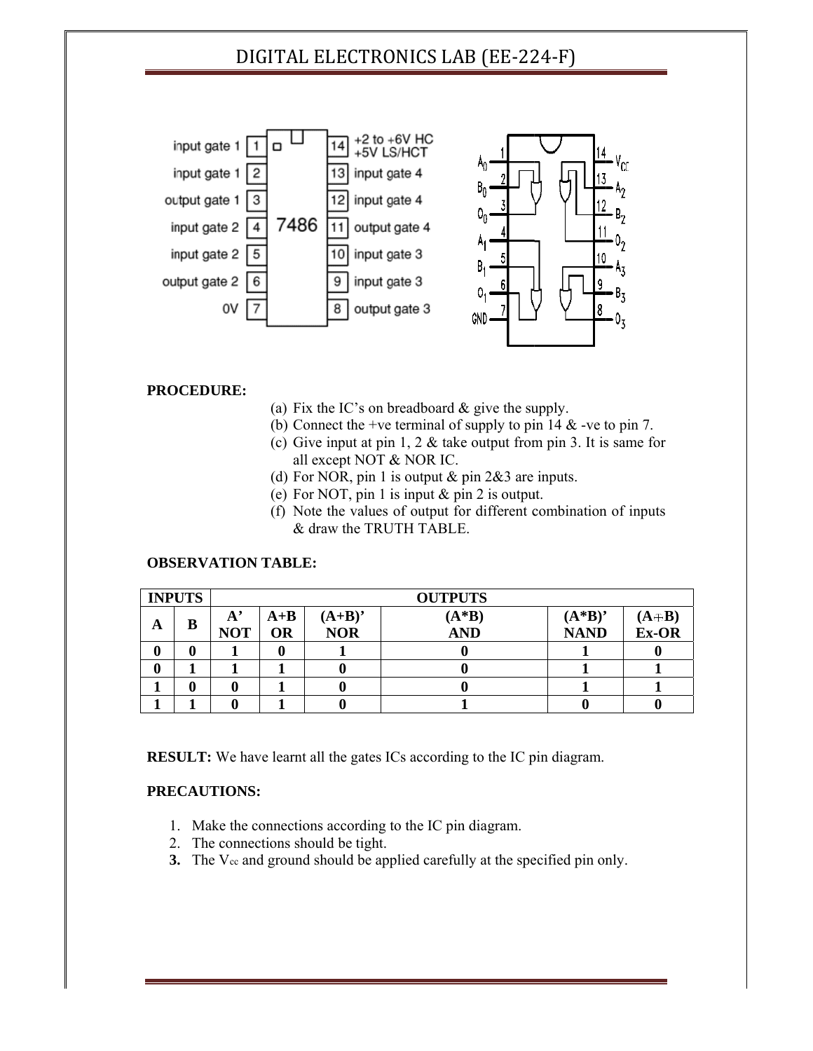input gate 1 | 1 | | 14 | +2 to +6V HC +5V LS/HCT
input gate 1 | 2 | | 13 | input gate 4
output gate 1 | 3 | 7486 | 12 | input gate 4
input gate 2 | 4 | | 11 | output gate 4
input gate 2 | 5 | | 10 | input gate 3
output gate 2 | 6 | | 9 | input gate 3
0V | 7 | | 8 | output gate 3

**PROCEDURE:**

(a) Fix the IC's on breadboard & give the supply.
(b) Connect the +ve terminal of supply to pin 14 & -ve to pin 7.
(c) Give input at pin 1, 2 & take output from pin 3. It is same for all except NOT & NOR IC.
(d) For NOR, pin 1 is output & pin 2&3 are inputs.
(e) For NOT, pin 1 is input & pin 2 is output.
(f) Note the values of output for different combination of inputs & draw the TRUTH TABLE.

**OBSERVATION TABLE:**

| INPUTS | | OUTPUTS | | | | | |
|---|---|---|---|---|---|---|---|
| **A** | **B** | **A' NOT** | **A+B OR** | **(A+B)' NOR** | **(A*B) AND** | **(A*B)' NAND** | **(A⊕B) Ex-OR** |
| **0** | **0** | **1** | **0** | **1** | **0** | **1** | **0** |
| **0** | **1** | **1** | **1** | **0** | **0** | **1** | **1** |
| **1** | **0** | **0** | **1** | **0** | **0** | **1** | **1** |
| **1** | **1** | **0** | **1** | **0** | **1** | **0** | **0** |

**RESULT:** We have learnt all the gates ICs according to the IC pin diagram.

**PRECAUTIONS:**

1. Make the connections according to the IC pin diagram.
2. The connections should be tight.
3. The $V_{cc}$ and ground should be applied carefully at the specified pin only.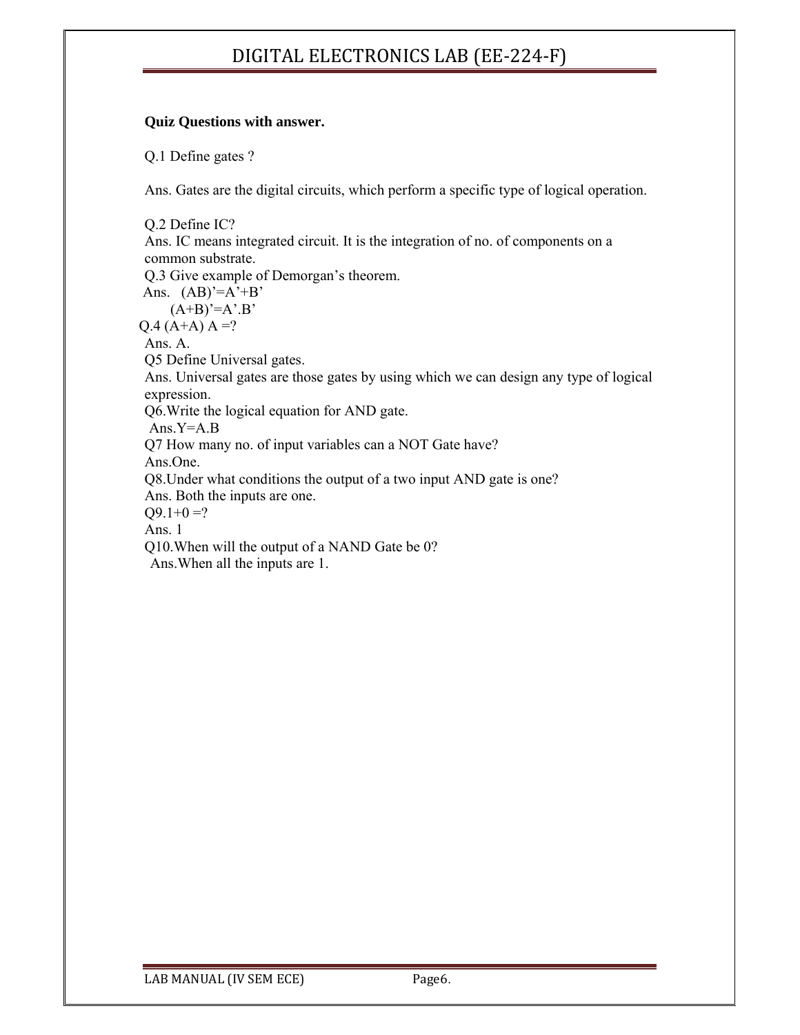**Quiz Questions with answer.**

Q.1 Define gates ?

Ans. Gates are the digital circuits, which perform a specific type of logical operation.

Q.2 Define IC?
Ans. IC means integrated circuit. It is the integration of no. of components on a common substrate.

Q.3 Give example of Demorgan's theorem.
Ans. $(AB)' = A' + B'$
$(A+B)' = A'.B'$

Q.4 $(A+A)\ A = ?$
Ans. A.

Q5 Define Universal gates.
Ans. Universal gates are those gates by using which we can design any type of logical expression.

Q6.Write the logical equation for AND gate.
Ans. $Y=A.B$

Q7 How many no. of input variables can a NOT Gate have?
Ans.One.

Q8.Under what conditions the output of a two input AND gate is one?
Ans. Both the inputs are one.

Q9. $1+0 = ?$
Ans. 1

Q10.When will the output of a NAND Gate be 0?
Ans.When all the inputs are 1.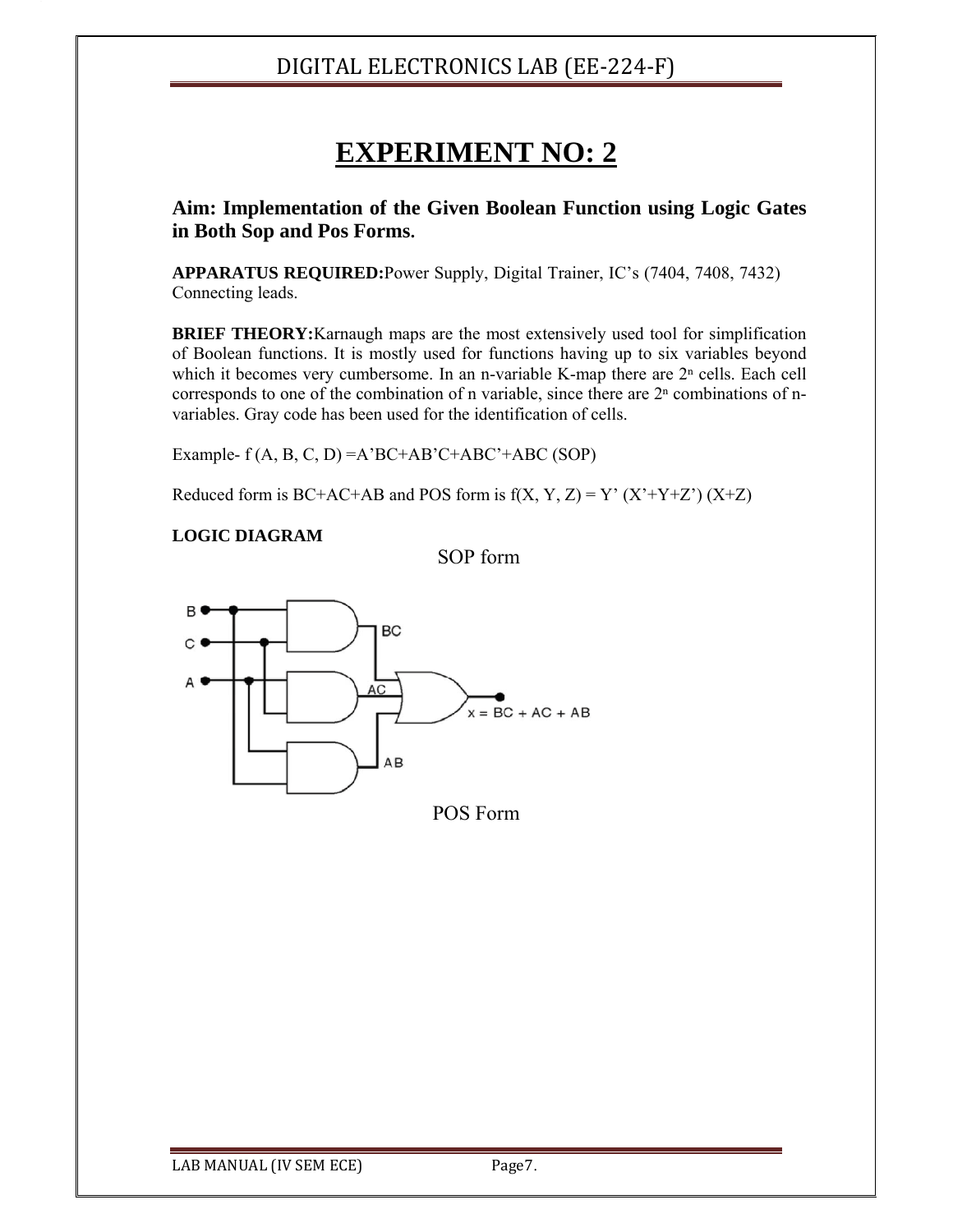# EXPERIMENT NO: 2

**Aim: Implementation of the Given Boolean Function using Logic Gates in Both Sop and Pos Forms.**

**APPARATUS REQUIRED:** Power Supply, Digital Trainer, IC's (7404, 7408, 7432) Connecting leads.

**BRIEF THEORY:** Karnaugh maps are the most extensively used tool for simplification of Boolean functions. It is mostly used for functions having up to six variables beyond which it becomes very cumbersome. In an n-variable K-map there are $2^n$ cells. Each cell corresponds to one of the combination of n variable, since there are $2^n$ combinations of n-variables. Gray code has been used for the identification of cells.

Example- f (A, B, C, D) =A'BC+AB'C+ABC'+ABC (SOP)

Reduced form is BC+AC+AB and POS form is f(X, Y, Z) = Y' (X'+Y+Z') (X+Z)

**LOGIC DIAGRAM**

SOP form

B
C
A
BC
AC
AB
x = BC + AC + AB

POS Form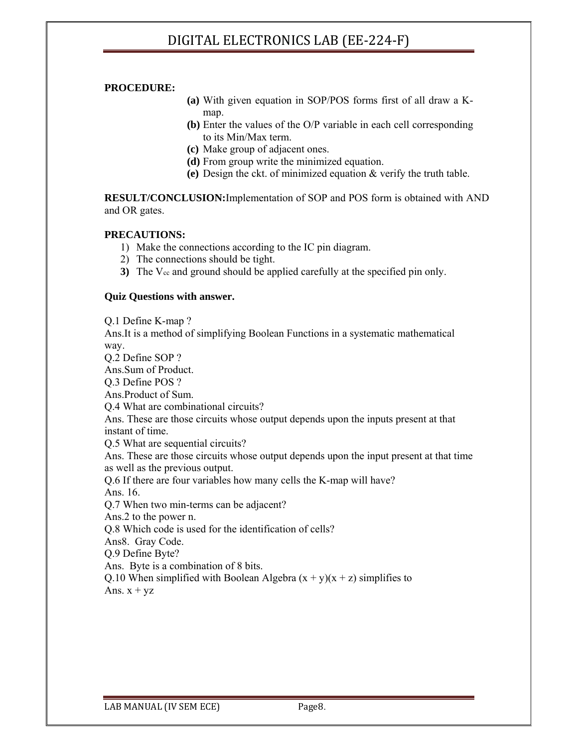**PROCEDURE:**

- **(a)** With given equation in SOP/POS forms first of all draw a K-map.
- **(b)** Enter the values of the O/P variable in each cell corresponding to its Min/Max term.
- **(c)** Make group of adjacent ones.
- **(d)** From group write the minimized equation.
- **(e)** Design the ckt. of minimized equation & verify the truth table.

**RESULT/CONCLUSION:**Implementation of SOP and POS form is obtained with AND and OR gates.

**PRECAUTIONS:**

1) Make the connections according to the IC pin diagram.
2) The connections should be tight.
3) The $V_{cc}$ and ground should be applied carefully at the specified pin only.

**Quiz Questions with answer.**

Q.1 Define K-map ?
Ans.It is a method of simplifying Boolean Functions in a systematic mathematical way.
Q.2 Define SOP ?
Ans.Sum of Product.
Q.3 Define POS ?
Ans.Product of Sum.
Q.4 What are combinational circuits?
Ans. These are those circuits whose output depends upon the inputs present at that instant of time.
Q.5 What are sequential circuits?
Ans. These are those circuits whose output depends upon the input present at that time as well as the previous output.
Q.6 If there are four variables how many cells the K-map will have?
Ans. 16.
Q.7 When two min-terms can be adjacent?
Ans.2 to the power n.
Q.8 Which code is used for the identification of cells?
Ans8. Gray Code.
Q.9 Define Byte?
Ans. Byte is a combination of 8 bits.
Q.10 When simplified with Boolean Algebra $(x + y)(x + z)$ simplifies to
Ans. $x + yz$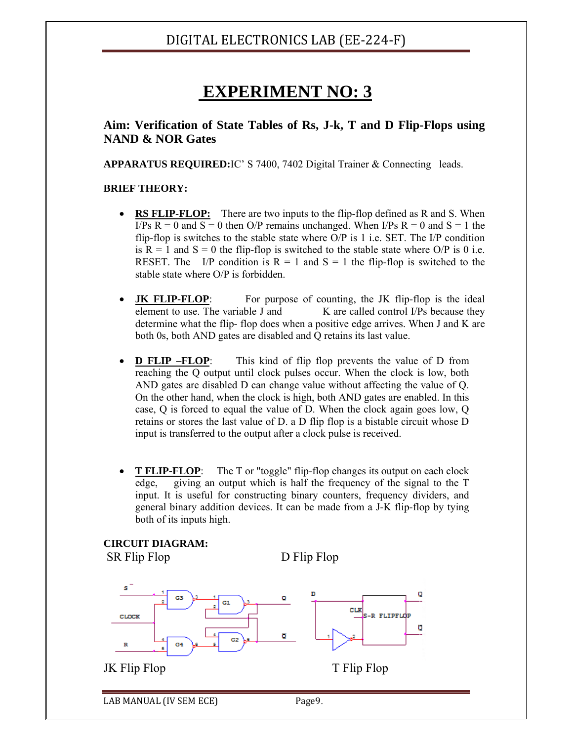# EXPERIMENT NO: 3

**Aim: Verification of State Tables of Rs, J-k, T and D Flip-Flops using NAND & NOR Gates**

**APPARATUS REQUIRED:** IC' S 7400, 7402 Digital Trainer & Connecting leads.

**BRIEF THEORY:**

- **RS FLIP-FLOP:** There are two inputs to the flip-flop defined as R and S. When I/Ps R = 0 and S = 0 then O/P remains unchanged. When I/Ps R = 0 and S = 1 the flip-flop is switches to the stable state where O/P is 1 i.e. SET. The I/P condition is R = 1 and S = 0 the flip-flop is switched to the stable state where O/P is 0 i.e. RESET. The I/P condition is R = 1 and S = 1 the flip-flop is switched to the stable state where O/P is forbidden.

- **JK FLIP-FLOP**: For purpose of counting, the JK flip-flop is the ideal element to use. The variable J and K are called control I/Ps because they determine what the flip- flop does when a positive edge arrives. When J and K are both 0s, both AND gates are disabled and Q retains its last value.

- **D FLIP –FLOP**: This kind of flip flop prevents the value of D from reaching the Q output until clock pulses occur. When the clock is low, both AND gates are disabled D can change value without affecting the value of Q. On the other hand, when the clock is high, both AND gates are enabled. In this case, Q is forced to equal the value of D. When the clock again goes low, Q retains or stores the last value of D. a D flip flop is a bistable circuit whose D input is transferred to the output after a clock pulse is received.

- **T FLIP-FLOP**: The T or "toggle" flip-flop changes its output on each clock edge, giving an output which is half the frequency of the signal to the T input. It is useful for constructing binary counters, frequency dividers, and general binary addition devices. It can be made from a J-K flip-flop by tying both of its inputs high.

**CIRCUIT DIAGRAM:**

SR Flip Flop

D Flip Flop

JK Flip Flop

T Flip Flop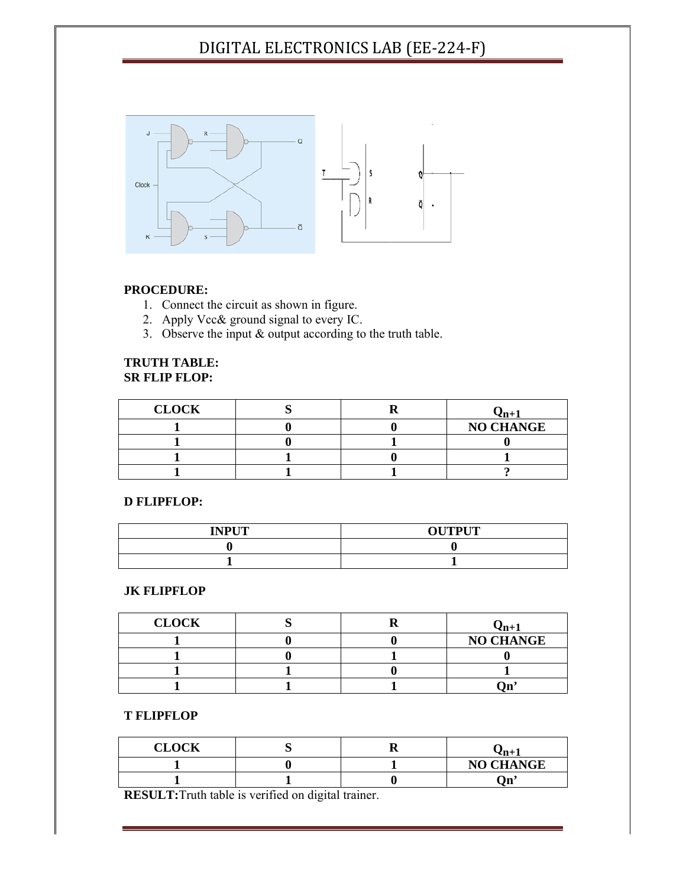**PROCEDURE:**

1. Connect the circuit as shown in figure.
2. Apply Vcc& ground signal to every IC.
3. Observe the input & output according to the truth table.

**TRUTH TABLE:**
**SR FLIP FLOP:**

| CLOCK | S | R | $Q_{n+1}$ |
|---|---|---|---|
| 1 | 0 | 0 | NO CHANGE |
| 1 | 0 | 1 | 0 |
| 1 | 1 | 0 | 1 |
| 1 | 1 | 1 | ? |

**D FLIPFLOP:**

| INPUT | OUTPUT |
|---|---|
| 0 | 0 |
| 1 | 1 |

**JK FLIPFLOP**

| CLOCK | S | R | $Q_{n+1}$ |
|---|---|---|---|
| 1 | 0 | 0 | NO CHANGE |
| 1 | 0 | 1 | 0 |
| 1 | 1 | 0 | 1 |
| 1 | 1 | 1 | Qn’ |

**T FLIPFLOP**

| CLOCK | S | R | $Q_{n+1}$ |
|---|---|---|---|
| 1 | 0 | 1 | NO CHANGE |
| 1 | 1 | 0 | Qn’ |

**RESULT:**Truth table is verified on digital trainer.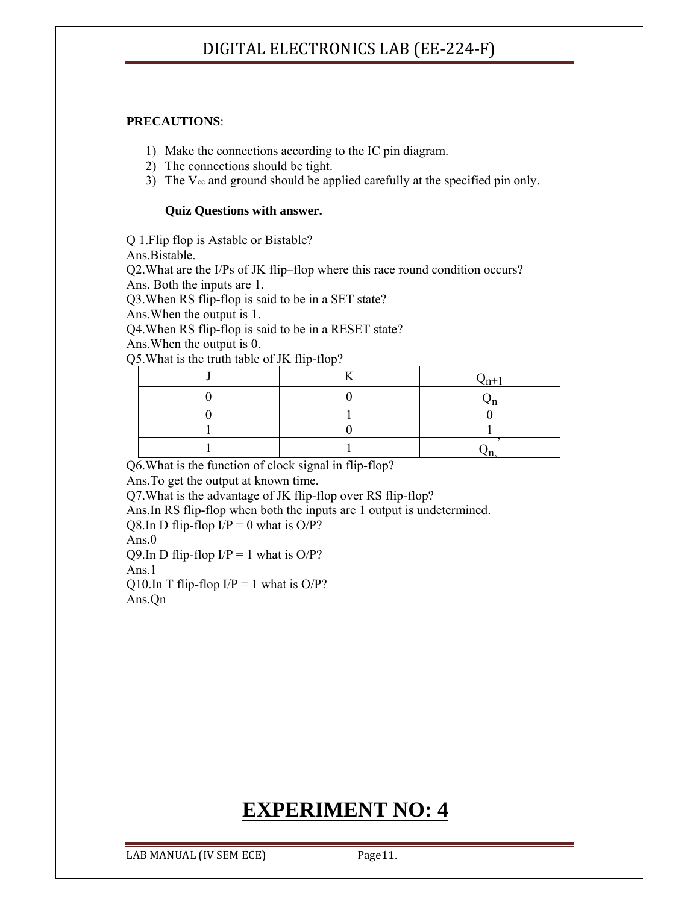**PRECAUTIONS**:

1) Make the connections according to the IC pin diagram.
2) The connections should be tight.
3) The $V_{cc}$ and ground should be applied carefully at the specified pin only.

**Quiz Questions with answer.**

Q 1.Flip flop is Astable or Bistable?
Ans.Bistable.
Q2.What are the I/Ps of JK flip–flop where this race round condition occurs?
Ans. Both the inputs are 1.
Q3.When RS flip-flop is said to be in a SET state?
Ans.When the output is 1.
Q4.When RS flip-flop is said to be in a RESET state?
Ans.When the output is 0.
Q5.What is the truth table of JK flip-flop?

| J | K | $Q_{n+1}$ |
|---|---|---|
| 0 | 0 | $Q_n$ |
| 0 | 1 | 0 |
| 1 | 0 | 1 |
| 1 | 1 | $Q_n'$ |

Q6.What is the function of clock signal in flip-flop?
Ans.To get the output at known time.
Q7.What is the advantage of JK flip-flop over RS flip-flop?
Ans.In RS flip-flop when both the inputs are 1 output is undetermined.
Q8.In D flip-flop I/P = 0 what is O/P?
Ans.0
Q9.In D flip-flop I/P = 1 what is O/P?
Ans.1
Q10.In T flip-flop I/P = 1 what is O/P?
Ans.Qn

# EXPERIMENT NO: 4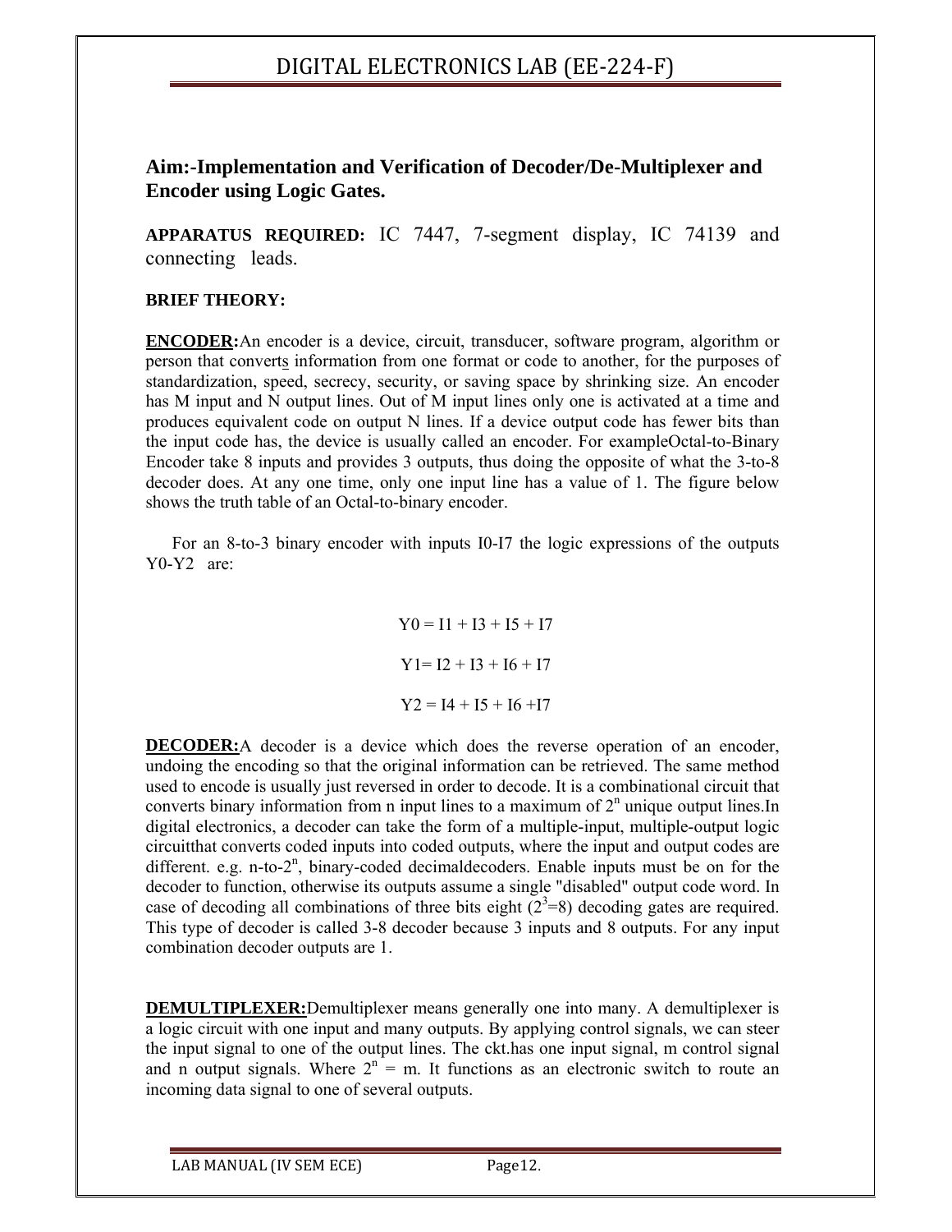**Aim:-Implementation and Verification of Decoder/De-Multiplexer and Encoder using Logic Gates.**

**APPARATUS REQUIRED:** IC 7447, 7-segment display, IC 74139 and connecting leads.

**BRIEF THEORY:**

**ENCODER:**An encoder is a device, circuit, transducer, software program, algorithm or person that converts information from one format or code to another, for the purposes of standardization, speed, secrecy, security, or saving space by shrinking size. An encoder has M input and N output lines. Out of M input lines only one is activated at a time and produces equivalent code on output N lines. If a device output code has fewer bits than the input code has, the device is usually called an encoder. For exampleOctal-to-Binary Encoder take 8 inputs and provides 3 outputs, thus doing the opposite of what the 3-to-8 decoder does. At any one time, only one input line has a value of 1. The figure below shows the truth table of an Octal-to-binary encoder.

For an 8-to-3 binary encoder with inputs I0-I7 the logic expressions of the outputs Y0-Y2 are:

$$Y0 = I1 + I3 + I5 + I7$$

$$Y1 = I2 + I3 + I6 + I7$$

$$Y2 = I4 + I5 + I6 + I7$$

**DECODER:**A decoder is a device which does the reverse operation of an encoder, undoing the encoding so that the original information can be retrieved. The same method used to encode is usually just reversed in order to decode. It is a combinational circuit that converts binary information from n input lines to a maximum of $2^n$ unique output lines.In digital electronics, a decoder can take the form of a multiple-input, multiple-output logic circuitthat converts coded inputs into coded outputs, where the input and output codes are different. e.g. n-to-$2^n$, binary-coded decimaldecoders. Enable inputs must be on for the decoder to function, otherwise its outputs assume a single "disabled" output code word. In case of decoding all combinations of three bits eight ($2^3$=8) decoding gates are required. This type of decoder is called 3-8 decoder because 3 inputs and 8 outputs. For any input combination decoder outputs are 1.

**DEMULTIPLEXER:**Demultiplexer means generally one into many. A demultiplexer is a logic circuit with one input and many outputs. By applying control signals, we can steer the input signal to one of the output lines. The ckt.has one input signal, m control signal and n output signals. Where $2^n$ = m. It functions as an electronic switch to route an incoming data signal to one of several outputs.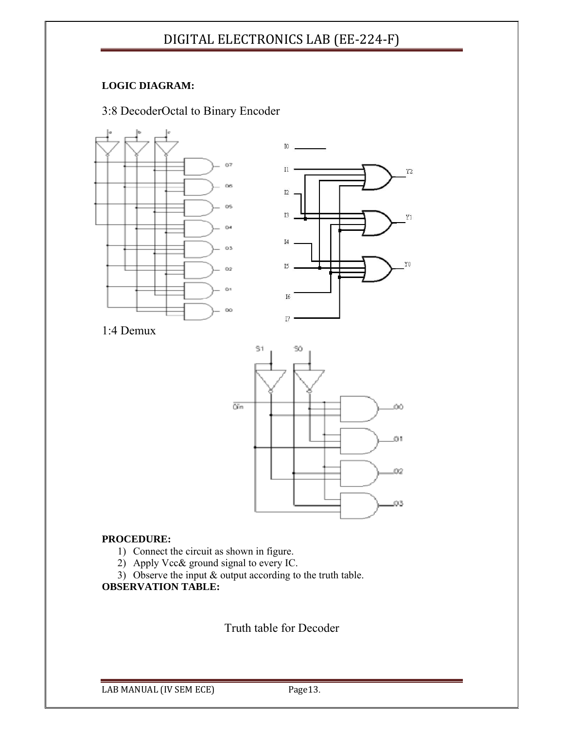**LOGIC DIAGRAM:**

3:8 DecoderOctal to Binary Encoder

1:4 Demux

**PROCEDURE:**

1) Connect the circuit as shown in figure.
2) Apply Vcc& ground signal to every IC.
3) Observe the input & output according to the truth table.

**OBSERVATION TABLE:**

Truth table for Decoder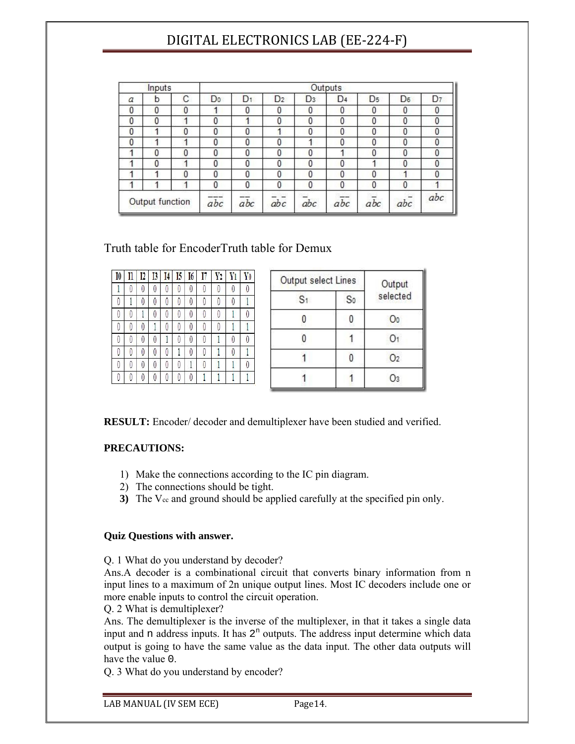| Inputs | | | Outputs | | | | | | | |
|---|---|---|---|---|---|---|---|---|---|---|
| a | b | C | $D_0$ | $D_1$ | $D_2$ | $D_3$ | $D_4$ | $D_5$ | $D_6$ | $D_7$ |
| 0 | 0 | 0 | 1 | 0 | 0 | 0 | 0 | 0 | 0 | 0 |
| 0 | 0 | 1 | 0 | 1 | 0 | 0 | 0 | 0 | 0 | 0 |
| 0 | 1 | 0 | 0 | 0 | 1 | 0 | 0 | 0 | 0 | 0 |
| 0 | 1 | 1 | 0 | 0 | 0 | 1 | 0 | 0 | 0 | 0 |
| 1 | 0 | 0 | 0 | 0 | 0 | 0 | 1 | 0 | 0 | 0 |
| 1 | 0 | 1 | 0 | 0 | 0 | 0 | 0 | 1 | 0 | 0 |
| 1 | 1 | 0 | 0 | 0 | 0 | 0 | 0 | 0 | 1 | 0 |
| 1 | 1 | 1 | 0 | 0 | 0 | 0 | 0 | 0 | 0 | 1 |
| Output function | | | $\bar{a}\bar{b}\bar{c}$ | $\bar{a}\bar{b}c$ | $\bar{a}b\bar{c}$ | $\bar{a}bc$ | $a\bar{b}\bar{c}$ | $a\bar{b}c$ | $ab\bar{c}$ | $abc$ |

Truth table for EncoderTruth table for Demux

| $I_0$ | $I_1$ | $I_2$ | $I_3$ | $I_4$ | $I_5$ | $I_6$ | $I_7$ | $Y_2$ | $Y_1$ | $Y_0$ |
|---|---|---|---|---|---|---|---|---|---|---|
| 1 | 0 | 0 | 0 | 0 | 0 | 0 | 0 | 0 | 0 | 0 |
| 0 | 1 | 0 | 0 | 0 | 0 | 0 | 0 | 0 | 0 | 1 |
| 0 | 0 | 1 | 0 | 0 | 0 | 0 | 0 | 0 | 1 | 0 |
| 0 | 0 | 0 | 1 | 0 | 0 | 0 | 0 | 0 | 1 | 1 |
| 0 | 0 | 0 | 0 | 1 | 0 | 0 | 0 | 1 | 0 | 0 |
| 0 | 0 | 0 | 0 | 0 | 1 | 0 | 0 | 1 | 0 | 1 |
| 0 | 0 | 0 | 0 | 0 | 0 | 1 | 0 | 1 | 1 | 0 |
| 0 | 0 | 0 | 0 | 0 | 0 | 0 | 1 | 1 | 1 | 1 |

| Output select Lines | | Output selected |
|---|---|---|
| $S_1$ | $S_0$ | |
| 0 | 0 | $O_0$ |
| 0 | 1 | $O_1$ |
| 1 | 0 | $O_2$ |
| 1 | 1 | $O_3$ |

**RESULT:** Encoder/ decoder and demultiplexer have been studied and verified.

**PRECAUTIONS:**

1) Make the connections according to the IC pin diagram.
2) The connections should be tight.
3) The $V_{cc}$ and ground should be applied carefully at the specified pin only.

**Quiz Questions with answer.**

Q. 1 What do you understand by decoder?
Ans.A decoder is a combinational circuit that converts binary information from n input lines to a maximum of 2n unique output lines. Most IC decoders include one or more enable inputs to control the circuit operation.
Q. 2 What is demultiplexer?
Ans. The demultiplexer is the inverse of the multiplexer, in that it takes a single data input and n address inputs. It has $2^n$ outputs. The address input determine which data output is going to have the same value as the data input. The other data outputs will have the value 0.
Q. 3 What do you understand by encoder?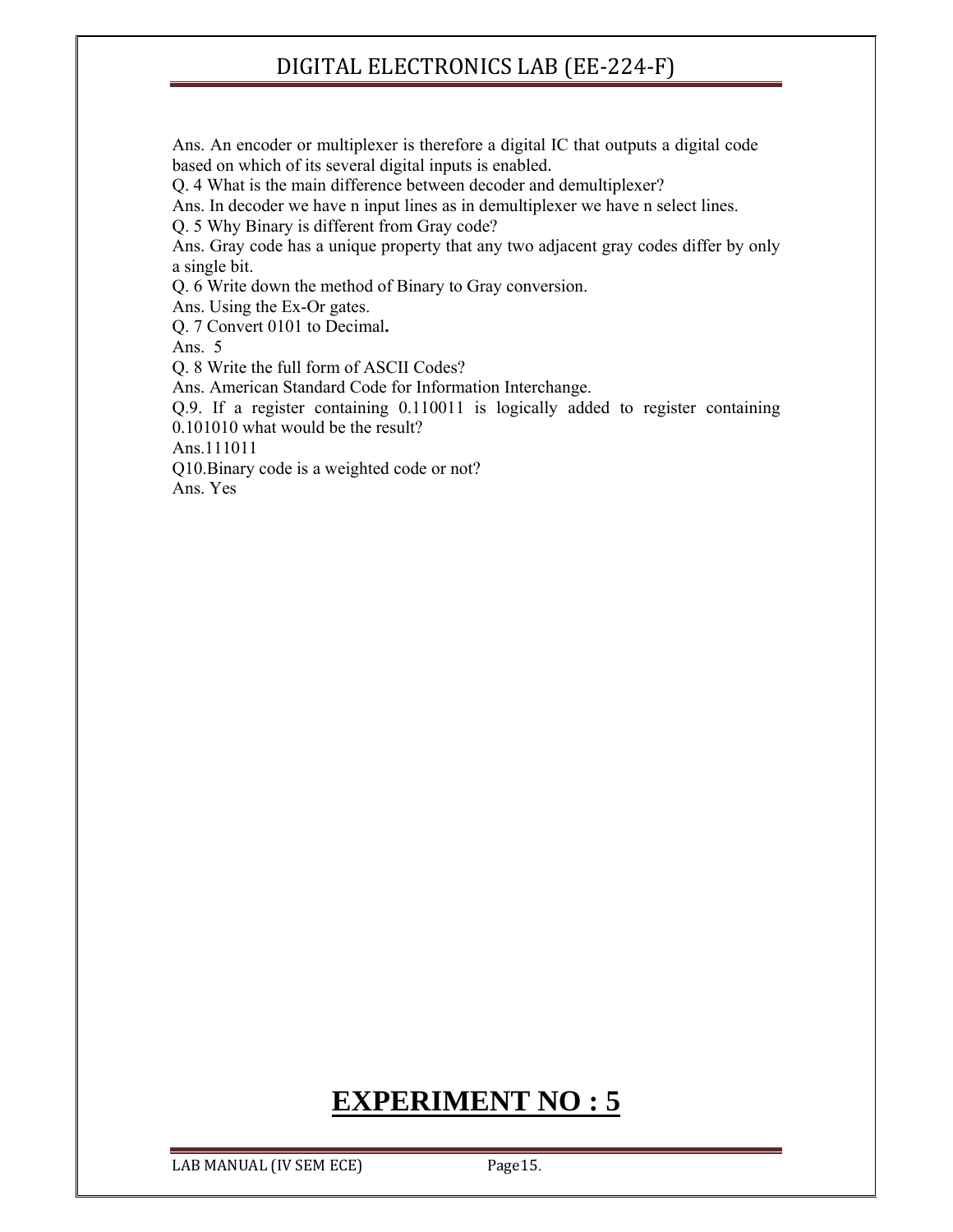Ans. An encoder or multiplexer is therefore a digital IC that outputs a digital code based on which of its several digital inputs is enabled.

Q. 4 What is the main difference between decoder and demultiplexer?

Ans. In decoder we have n input lines as in demultiplexer we have n select lines.

Q. 5 Why Binary is different from Gray code?

Ans. Gray code has a unique property that any two adjacent gray codes differ by only a single bit.

Q. 6 Write down the method of Binary to Gray conversion.

Ans. Using the Ex-Or gates.

Q. 7 Convert 0101 to Decimal**.**

Ans. 5

Q. 8 Write the full form of ASCII Codes?

Ans. American Standard Code for Information Interchange.

Q.9. If a register containing 0.110011 is logically added to register containing 0.101010 what would be the result?

Ans.111011

Q10.Binary code is a weighted code or not?

Ans. Yes

# EXPERIMENT NO : 5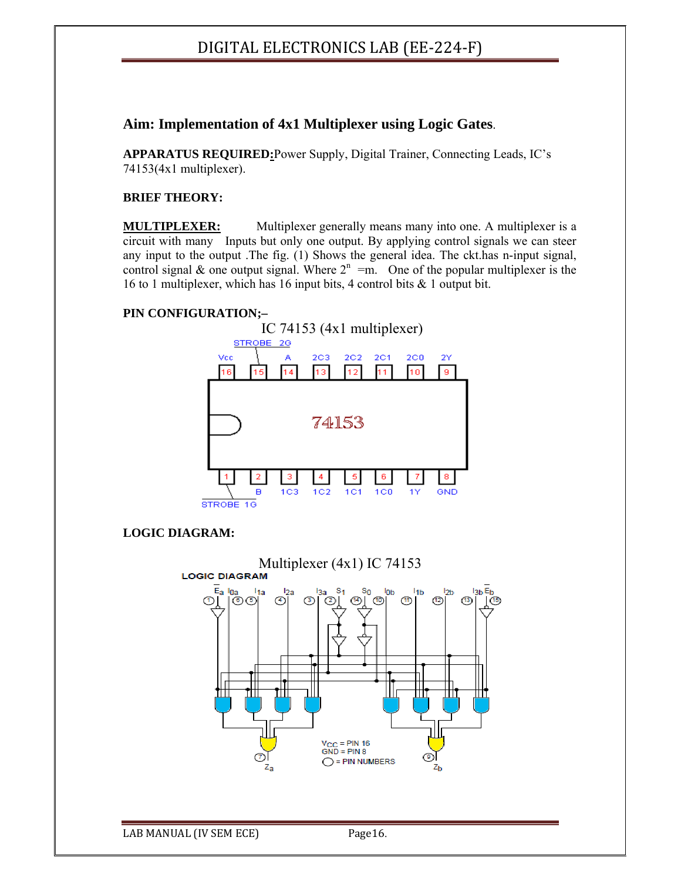**Aim: Implementation of 4x1 Multiplexer using Logic Gates**.

**APPARATUS REQUIRED:** Power Supply, Digital Trainer, Connecting Leads, IC's 74153(4x1 multiplexer).

**BRIEF THEORY:**

**MULTIPLEXER:** Multiplexer generally means many into one. A multiplexer is a circuit with many Inputs but only one output. By applying control signals we can steer any input to the output .The fig. (1) Shows the general idea. The ckt.has n-input signal, control signal & one output signal. Where $2^n$ =m. One of the popular multiplexer is the 16 to 1 multiplexer, which has 16 input bits, 4 control bits & 1 output bit.

**PIN CONFIGURATION;–**

IC 74153 (4x1 multiplexer)

| Pin | Name |
|---|---|
| 1 | STROBE 1G |
| 2 | B |
| 3 | 1C3 |
| 4 | 1C2 |
| 5 | 1C1 |
| 6 | 1C0 |
| 7 | 1Y |
| 8 | GND |
| 9 | 2Y |
| 10 | 2C0 |
| 11 | 2C1 |
| 12 | 2C2 |
| 13 | 2C3 |
| 14 | A |
| 15 | STROBE 2G |
| 16 | Vcc |

**LOGIC DIAGRAM:**

Multiplexer (4x1) IC 74153

LOGIC DIAGRAM

Inputs: $\bar{E}_a$ (1), $I_{0a}$ (6), $I_{1a}$ (5), $I_{2a}$ (4), $I_{3a}$ (3), $S_1$ (2), $S_0$ (14), $I_{0b}$ (10), $I_{1b}$ (11), $I_{2b}$ (12), $I_{3b}$ (13), $\bar{E}_b$ (15)

Outputs: $Z_a$ (7), $Z_b$ (9)

$V_{CC}$ = PIN 16
GND = PIN 8
○ = PIN NUMBERS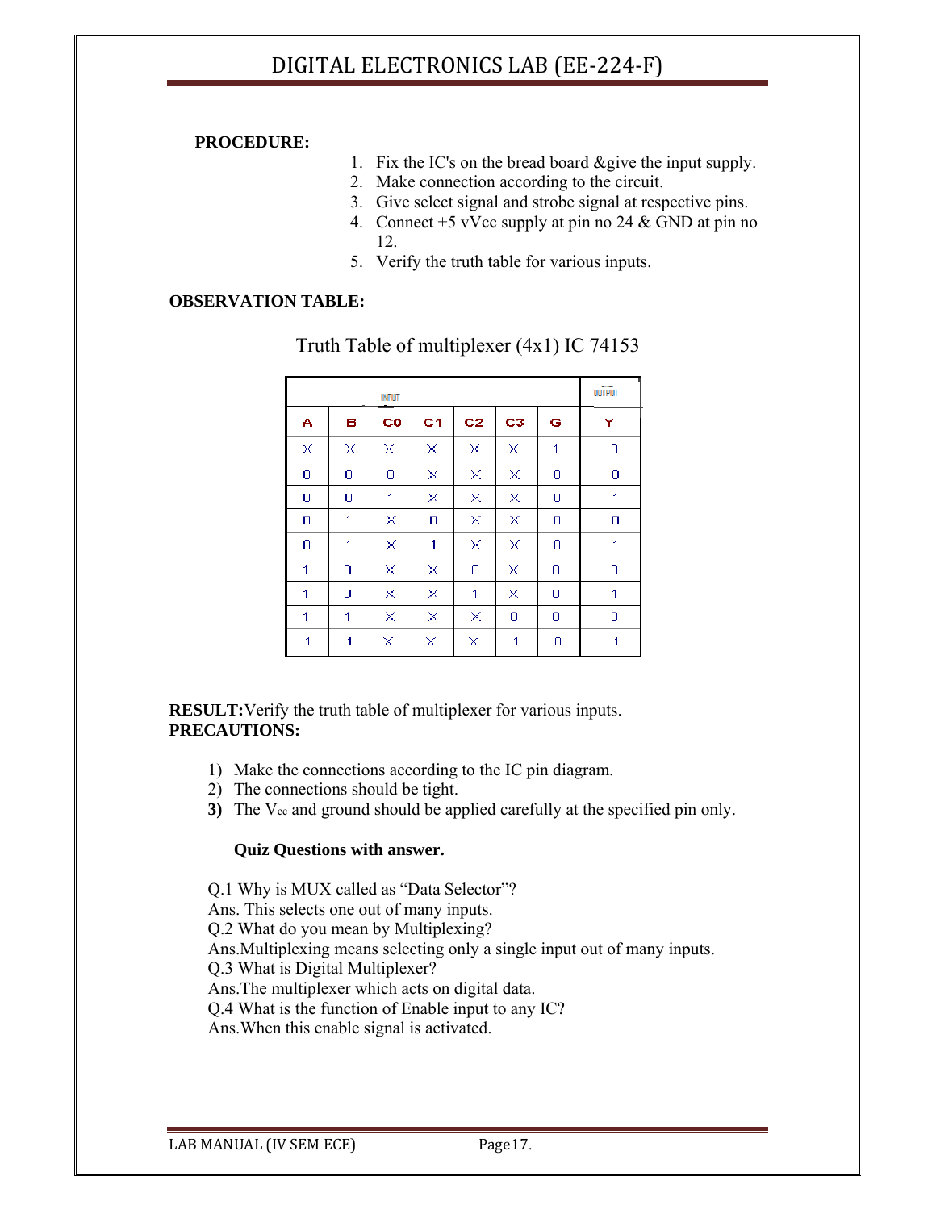**PROCEDURE:**

1. Fix the IC's on the bread board &give the input supply.
2. Make connection according to the circuit.
3. Give select signal and strobe signal at respective pins.
4. Connect +5 vVcc supply at pin no 24 & GND at pin no 12.
5. Verify the truth table for various inputs.

**OBSERVATION TABLE:**

Truth Table of multiplexer (4x1) IC 74153

| INPUT | | | | | | | OUTPUT |
|---|---|---|---|---|---|---|---|
| A | B | C0 | C1 | C2 | C3 | G | Y |
| X | X | X | X | X | X | 1 | 0 |
| 0 | 0 | 0 | X | X | X | 0 | 0 |
| 0 | 0 | 1 | X | X | X | 0 | 1 |
| 0 | 1 | X | 0 | X | X | 0 | 0 |
| 0 | 1 | X | 1 | X | X | 0 | 1 |
| 1 | 0 | X | X | 0 | X | 0 | 0 |
| 1 | 0 | X | X | 1 | X | 0 | 1 |
| 1 | 1 | X | X | X | 0 | 0 | 0 |
| 1 | 1 | X | X | X | 1 | 0 | 1 |

**RESULT:**Verify the truth table of multiplexer for various inputs.

**PRECAUTIONS:**

1) Make the connections according to the IC pin diagram.
2) The connections should be tight.
3) The $V_{cc}$ and ground should be applied carefully at the specified pin only.

**Quiz Questions with answer.**

Q.1 Why is MUX called as "Data Selector"?
Ans. This selects one out of many inputs.
Q.2 What do you mean by Multiplexing?
Ans.Multiplexing means selecting only a single input out of many inputs.
Q.3 What is Digital Multiplexer?
Ans.The multiplexer which acts on digital data.
Q.4 What is the function of Enable input to any IC?
Ans.When this enable signal is activated.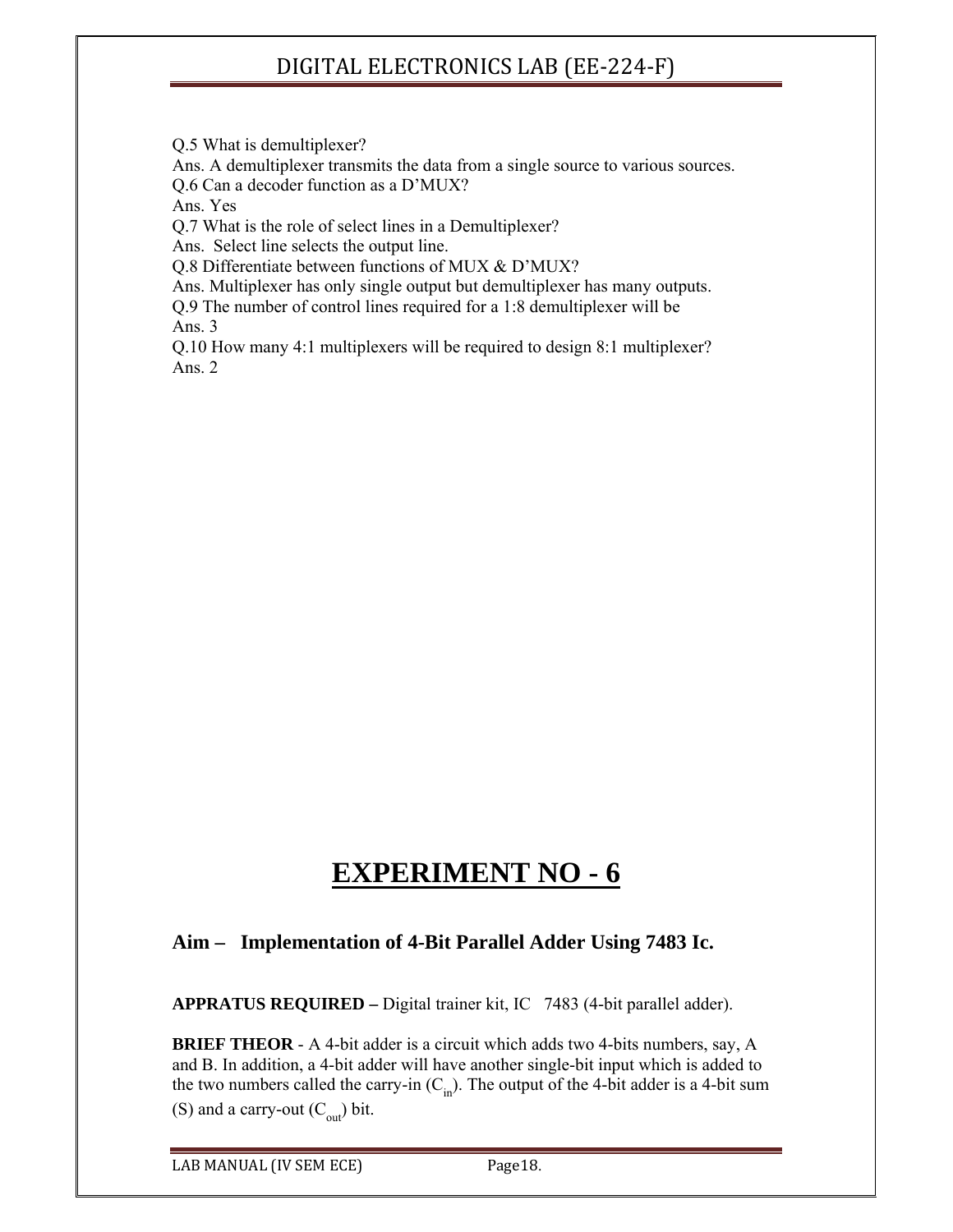Q.5 What is demultiplexer?

Ans. A demultiplexer transmits the data from a single source to various sources.

Q.6 Can a decoder function as a D'MUX?

Ans. Yes

Q.7 What is the role of select lines in a Demultiplexer?

Ans. Select line selects the output line.

Q.8 Differentiate between functions of MUX & D'MUX?

Ans. Multiplexer has only single output but demultiplexer has many outputs.

Q.9 The number of control lines required for a 1:8 demultiplexer will be

Ans. 3

Q.10 How many 4:1 multiplexers will be required to design 8:1 multiplexer?

Ans. 2

# EXPERIMENT NO - 6

## Aim – Implementation of 4-Bit Parallel Adder Using 7483 Ic.

**APPRATUS REQUIRED –** Digital trainer kit, IC 7483 (4-bit parallel adder).

**BRIEF THEOR** - A 4-bit adder is a circuit which adds two 4-bits numbers, say, A and B. In addition, a 4-bit adder will have another single-bit input which is added to the two numbers called the carry-in ($C_{in}$). The output of the 4-bit adder is a 4-bit sum (S) and a carry-out ($C_{out}$) bit.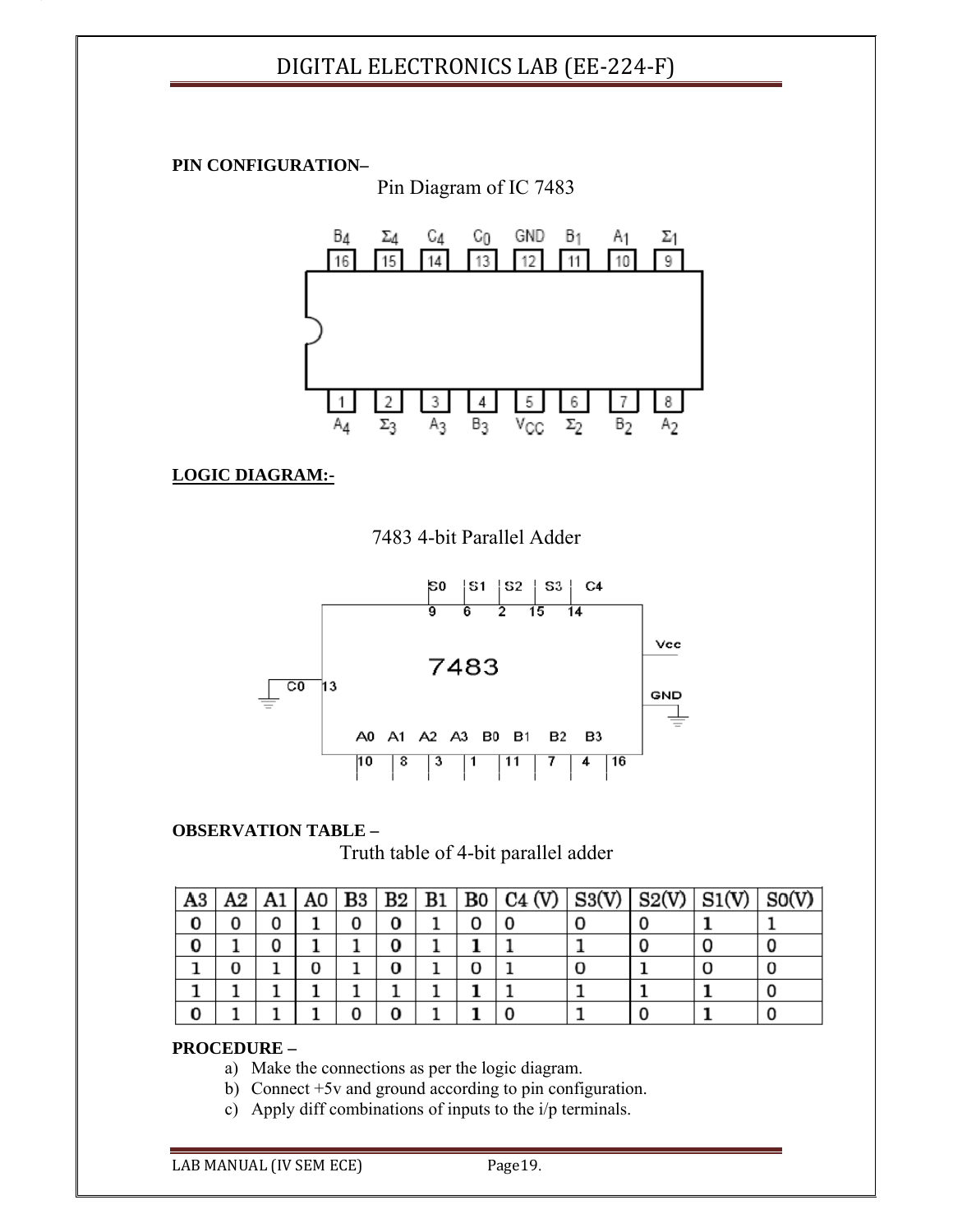**PIN CONFIGURATION–**

Pin Diagram of IC 7483

**LOGIC DIAGRAM:-**

7483 4-bit Parallel Adder

**OBSERVATION TABLE –**

Truth table of 4-bit parallel adder

| A3 | A2 | A1 | A0 | B3 | B2 | B1 | B0 | C4 (V) | S3(V) | S2(V) | S1(V) | S0(V) |
|---|---|---|---|---|---|---|---|---|---|---|---|---|
| 0 | 0 | 0 | 1 | 0 | 0 | 1 | 0 | 0 | 0 | 0 | 1 | 1 |
| 0 | 1 | 0 | 1 | 1 | 0 | 1 | 1 | 1 | 1 | 0 | 0 | 0 |
| 1 | 0 | 1 | 0 | 1 | 0 | 1 | 0 | 1 | 0 | 1 | 0 | 0 |
| 1 | 1 | 1 | 1 | 1 | 1 | 1 | 1 | 1 | 1 | 1 | 1 | 0 |
| 0 | 1 | 1 | 1 | 0 | 0 | 1 | 1 | 0 | 1 | 0 | 1 | 0 |

**PROCEDURE –**

a) Make the connections as per the logic diagram.
b) Connect +5v and ground according to pin configuration.
c) Apply diff combinations of inputs to the i/p terminals.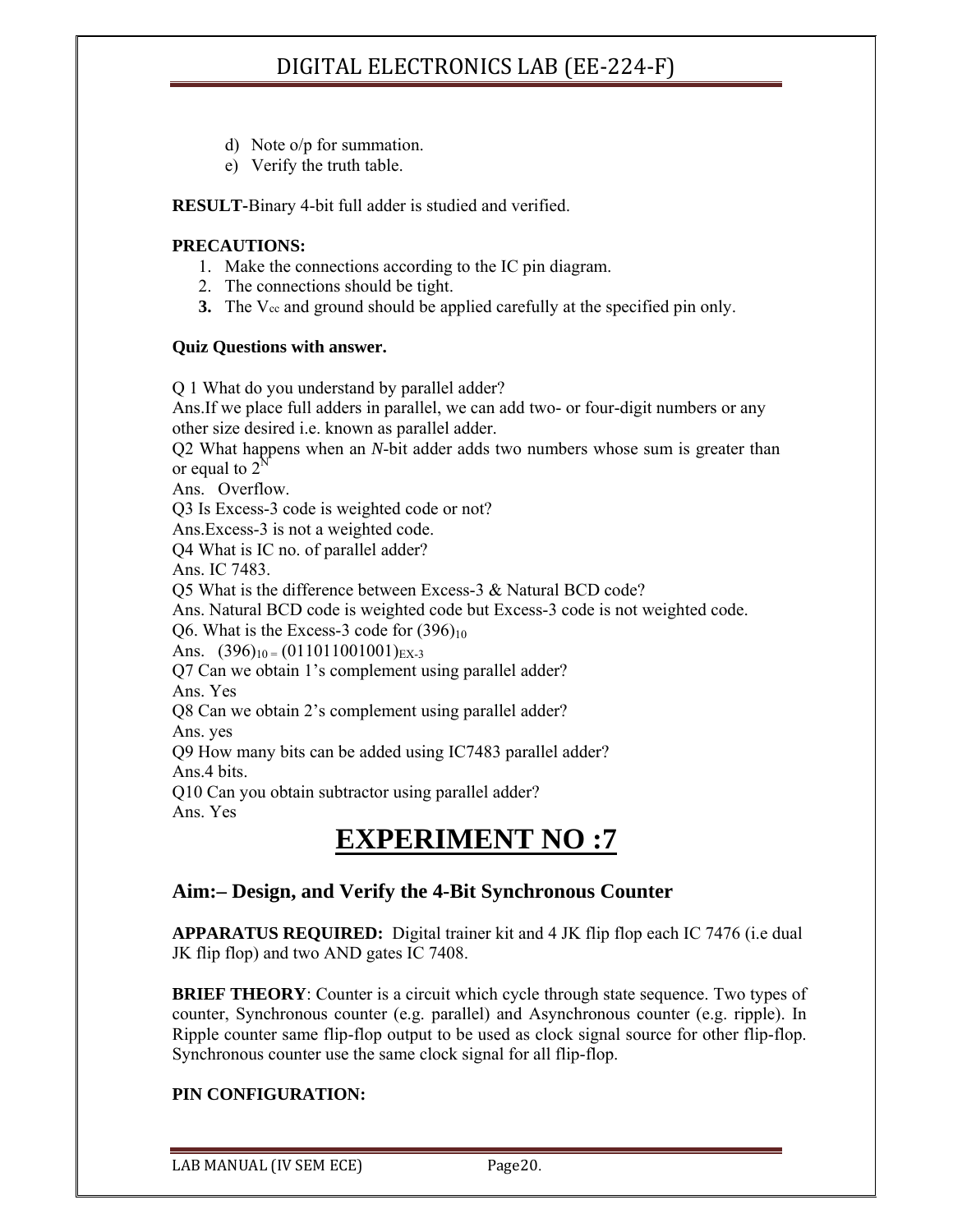d) Note o/p for summation.
e) Verify the truth table.

**RESULT-**Binary 4-bit full adder is studied and verified.

**PRECAUTIONS:**

1. Make the connections according to the IC pin diagram.
2. The connections should be tight.
3. The $V_{cc}$ and ground should be applied carefully at the specified pin only.

**Quiz Questions with answer.**

Q 1 What do you understand by parallel adder?
Ans.If we place full adders in parallel, we can add two- or four-digit numbers or any other size desired i.e. known as parallel adder.
Q2 What happens when an *N*-bit adder adds two numbers whose sum is greater than or equal to $2^N$
Ans. Overflow.
Q3 Is Excess-3 code is weighted code or not?
Ans.Excess-3 is not a weighted code.
Q4 What is IC no. of parallel adder?
Ans. IC 7483.
Q5 What is the difference between Excess-3 & Natural BCD code?
Ans. Natural BCD code is weighted code but Excess-3 code is not weighted code.
Q6. What is the Excess-3 code for $(396)_{10}$
Ans. $(396)_{10} = (011011001001)_{EX\text{-}3}$
Q7 Can we obtain 1's complement using parallel adder?
Ans. Yes
Q8 Can we obtain 2's complement using parallel adder?
Ans. yes
Q9 How many bits can be added using IC7483 parallel adder?
Ans.4 bits.
Q10 Can you obtain subtractor using parallel adder?
Ans. Yes

# EXPERIMENT NO :7

## Aim:– Design, and Verify the 4-Bit Synchronous Counter

**APPARATUS REQUIRED:** Digital trainer kit and 4 JK flip flop each IC 7476 (i.e dual JK flip flop) and two AND gates IC 7408.

**BRIEF THEORY**: Counter is a circuit which cycle through state sequence. Two types of counter, Synchronous counter (e.g. parallel) and Asynchronous counter (e.g. ripple). In Ripple counter same flip-flop output to be used as clock signal source for other flip-flop. Synchronous counter use the same clock signal for all flip-flop.

**PIN CONFIGURATION:**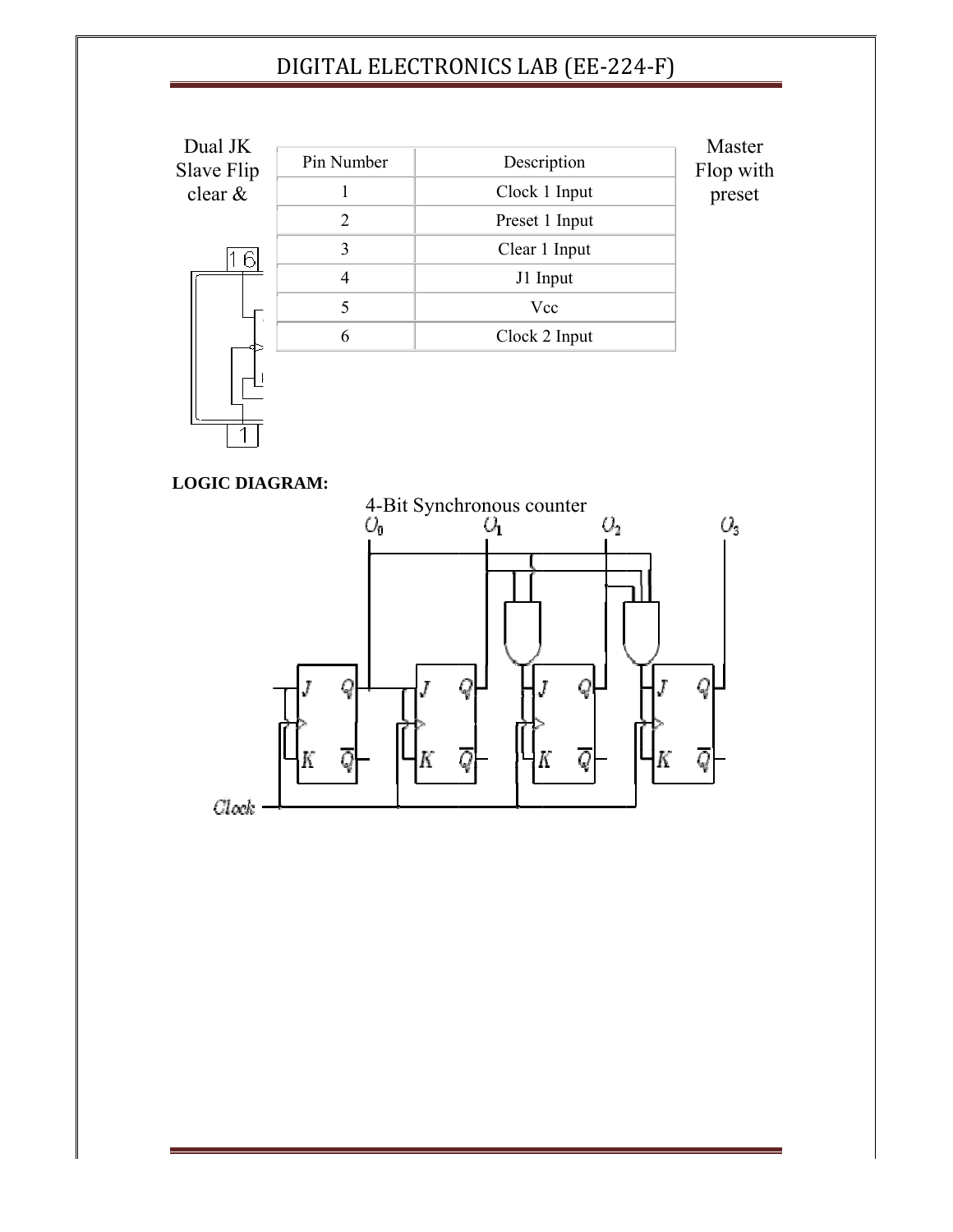Dual JK Slave Flip clear &

| Pin Number | Description |
|---|---|
| 1 | Clock 1 Input |
| 2 | Preset 1 Input |
| 3 | Clear 1 Input |
| 4 | J1 Input |
| 5 | Vcc |
| 6 | Clock 2 Input |

Master Flop with preset

**LOGIC DIAGRAM:**

4-Bit Synchronous counter

$Q_0$ $Q_1$ $Q_2$ $Q_3$

Clock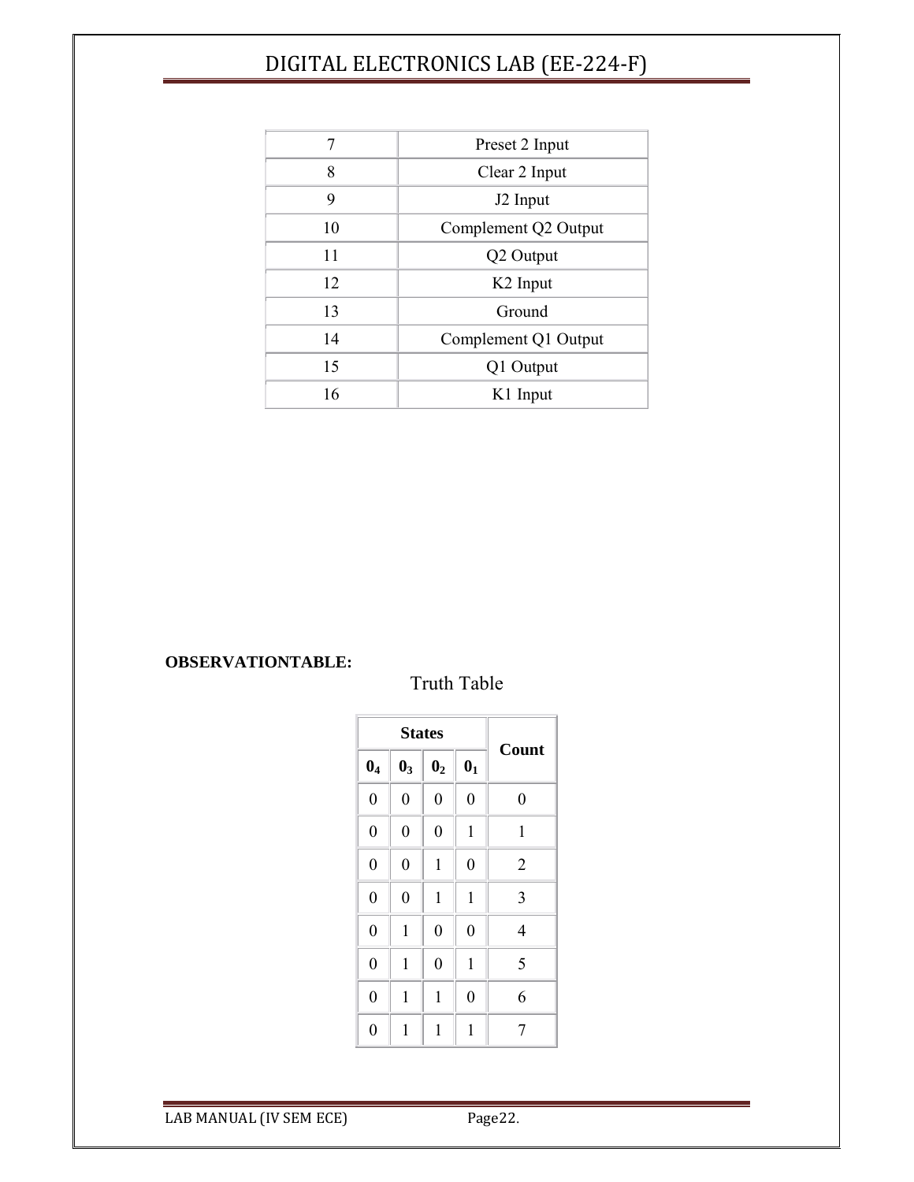| 7 | Preset 2 Input |
| --- | --- |
| 8 | Clear 2 Input |
| 9 | J2 Input |
| 10 | Complement Q2 Output |
| 11 | Q2 Output |
| 12 | K2 Input |
| 13 | Ground |
| 14 | Complement Q1 Output |
| 15 | Q1 Output |
| 16 | K1 Input |

**OBSERVATIONTABLE:**

Truth Table

| **States** | | | | **Count** |
| --- | --- | --- | --- | --- |
| $0_4$ | $0_3$ | $0_2$ | $0_1$ | |
| 0 | 0 | 0 | 0 | 0 |
| 0 | 0 | 0 | 1 | 1 |
| 0 | 0 | 1 | 0 | 2 |
| 0 | 0 | 1 | 1 | 3 |
| 0 | 1 | 0 | 0 | 4 |
| 0 | 1 | 0 | 1 | 5 |
| 0 | 1 | 1 | 0 | 6 |
| 0 | 1 | 1 | 1 | 7 |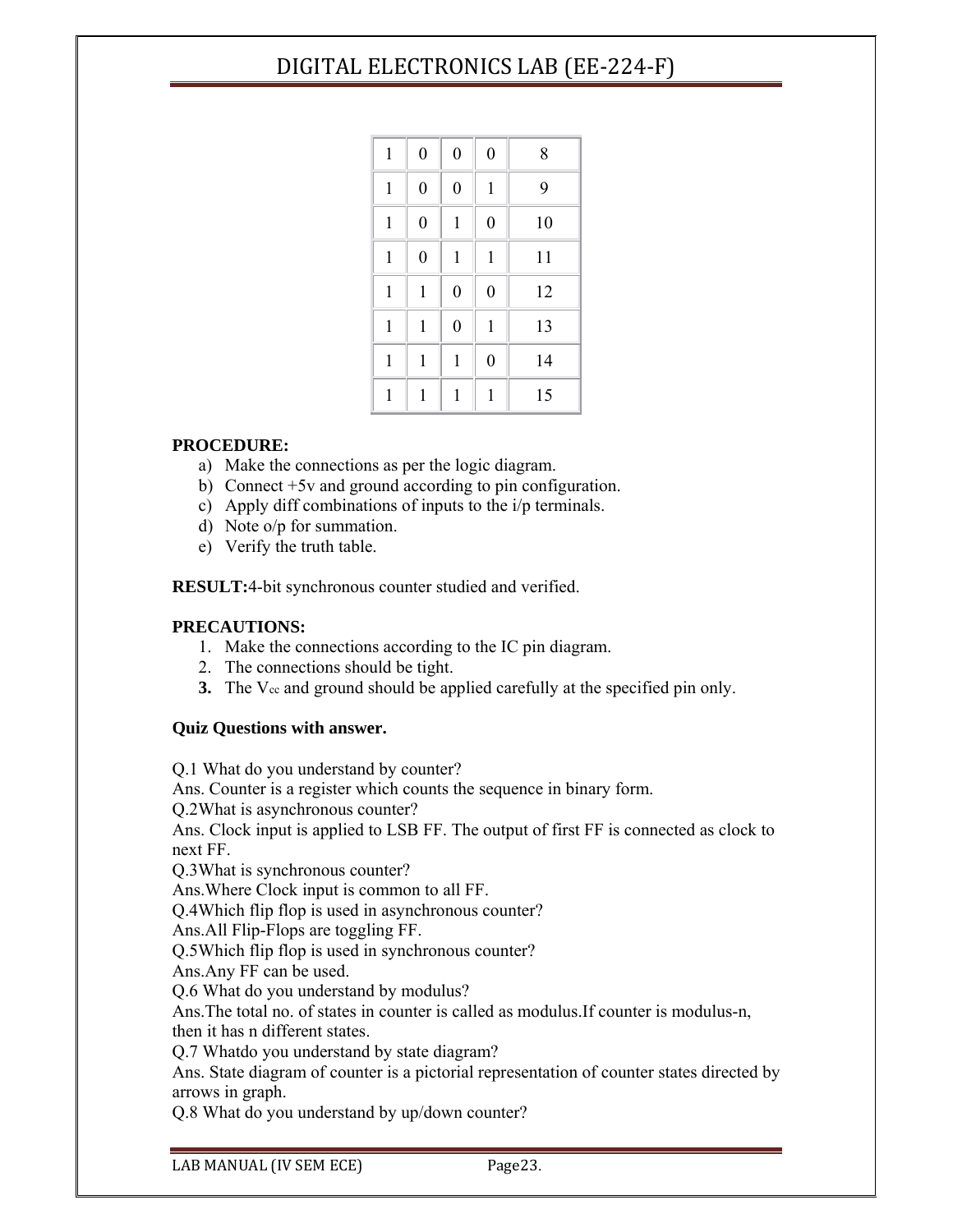| | | | | |
|---|---|---|---|---|
| 1 | 0 | 0 | 0 | 8 |
| 1 | 0 | 0 | 1 | 9 |
| 1 | 0 | 1 | 0 | 10 |
| 1 | 0 | 1 | 1 | 11 |
| 1 | 1 | 0 | 0 | 12 |
| 1 | 1 | 0 | 1 | 13 |
| 1 | 1 | 1 | 0 | 14 |
| 1 | 1 | 1 | 1 | 15 |

**PROCEDURE:**

a) Make the connections as per the logic diagram.
b) Connect +5v and ground according to pin configuration.
c) Apply diff combinations of inputs to the i/p terminals.
d) Note o/p for summation.
e) Verify the truth table.

**RESULT:**4-bit synchronous counter studied and verified.

**PRECAUTIONS:**

1. Make the connections according to the IC pin diagram.
2. The connections should be tight.
3. The $V_{cc}$ and ground should be applied carefully at the specified pin only.

**Quiz Questions with answer.**

Q.1 What do you understand by counter?
Ans. Counter is a register which counts the sequence in binary form.
Q.2What is asynchronous counter?
Ans. Clock input is applied to LSB FF. The output of first FF is connected as clock to next FF.
Q.3What is synchronous counter?
Ans.Where Clock input is common to all FF.
Q.4Which flip flop is used in asynchronous counter?
Ans.All Flip-Flops are toggling FF.
Q.5Which flip flop is used in synchronous counter?
Ans.Any FF can be used.
Q.6 What do you understand by modulus?
Ans.The total no. of states in counter is called as modulus.If counter is modulus-n, then it has n different states.
Q.7 Whatdo you understand by state diagram?
Ans. State diagram of counter is a pictorial representation of counter states directed by arrows in graph.
Q.8 What do you understand by up/down counter?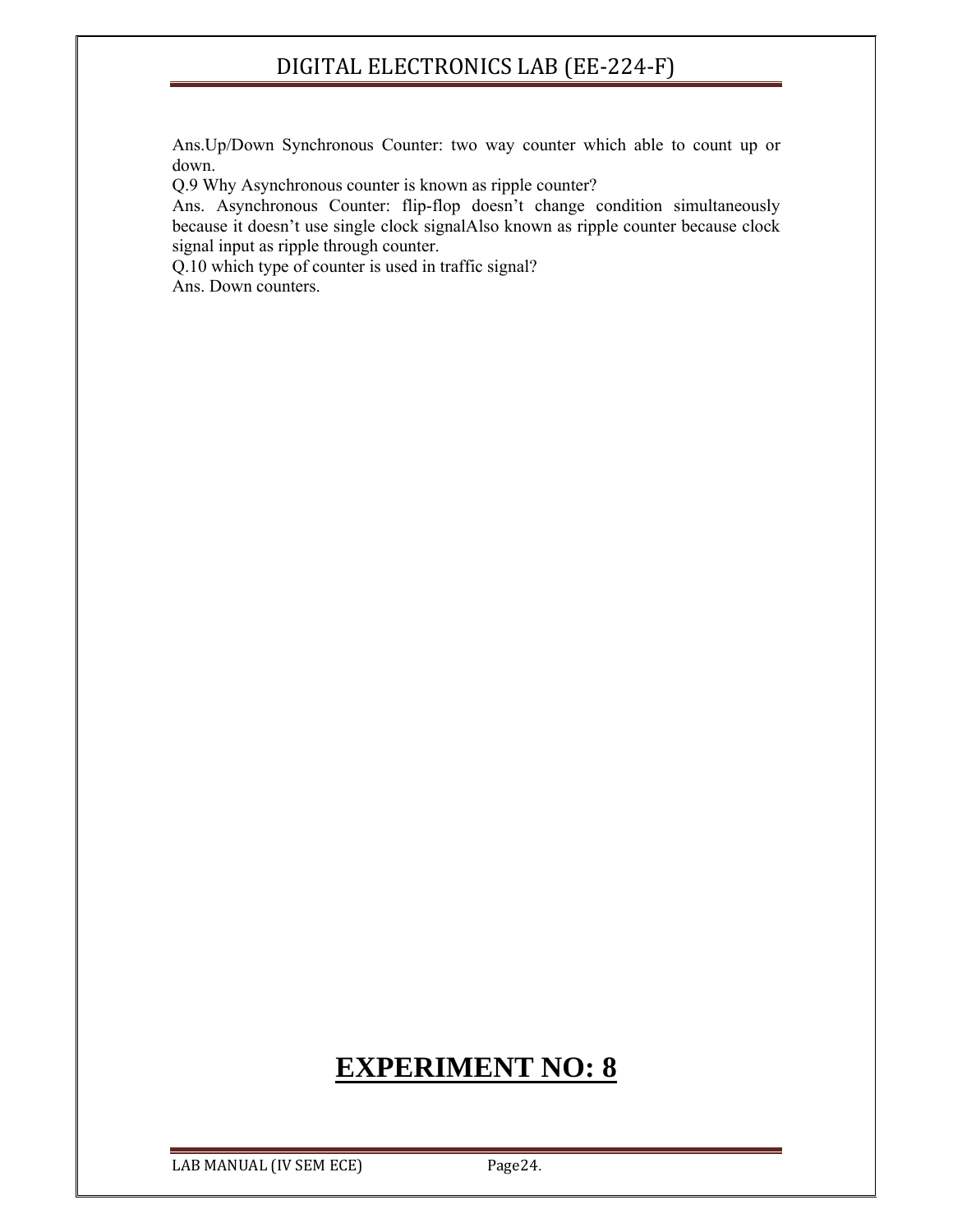Ans.Up/Down Synchronous Counter: two way counter which able to count up or down.

Q.9 Why Asynchronous counter is known as ripple counter?

Ans. Asynchronous Counter: flip-flop doesn't change condition simultaneously because it doesn't use single clock signalAlso known as ripple counter because clock signal input as ripple through counter.

Q.10 which type of counter is used in traffic signal?

Ans. Down counters.

# EXPERIMENT NO: 8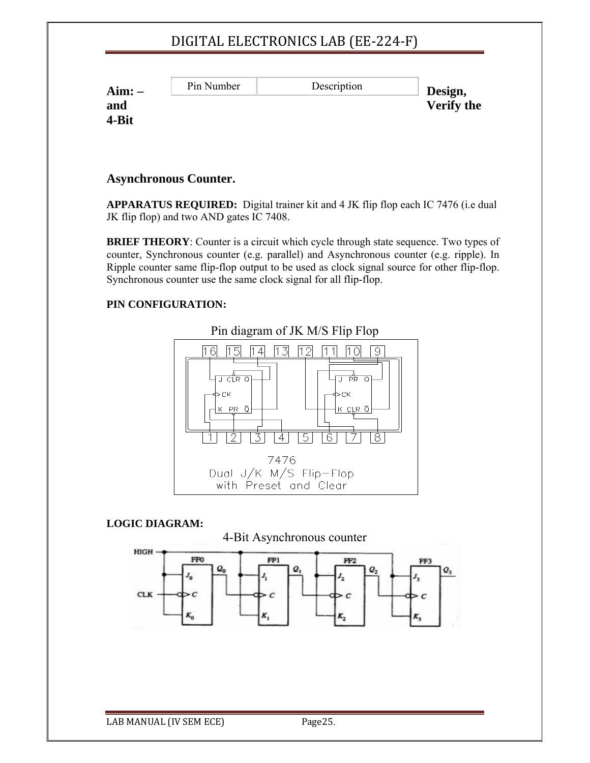**Aim: – Design, and Verify the 4-Bit Asynchronous Counter.**

| Pin Number | Description |
| --- | --- |

**APPARATUS REQUIRED:** Digital trainer kit and 4 JK flip flop each IC 7476 (i.e dual JK flip flop) and two AND gates IC 7408.

**BRIEF THEORY**: Counter is a circuit which cycle through state sequence. Two types of counter, Synchronous counter (e.g. parallel) and Asynchronous counter (e.g. ripple). In Ripple counter same flip-flop output to be used as clock signal source for other flip-flop. Synchronous counter use the same clock signal for all flip-flop.

**PIN CONFIGURATION:**

Pin diagram of JK M/S Flip Flop

7476 Dual J/K M/S Flip-Flop with Preset and Clear

**LOGIC DIAGRAM:**

4-Bit Asynchronous counter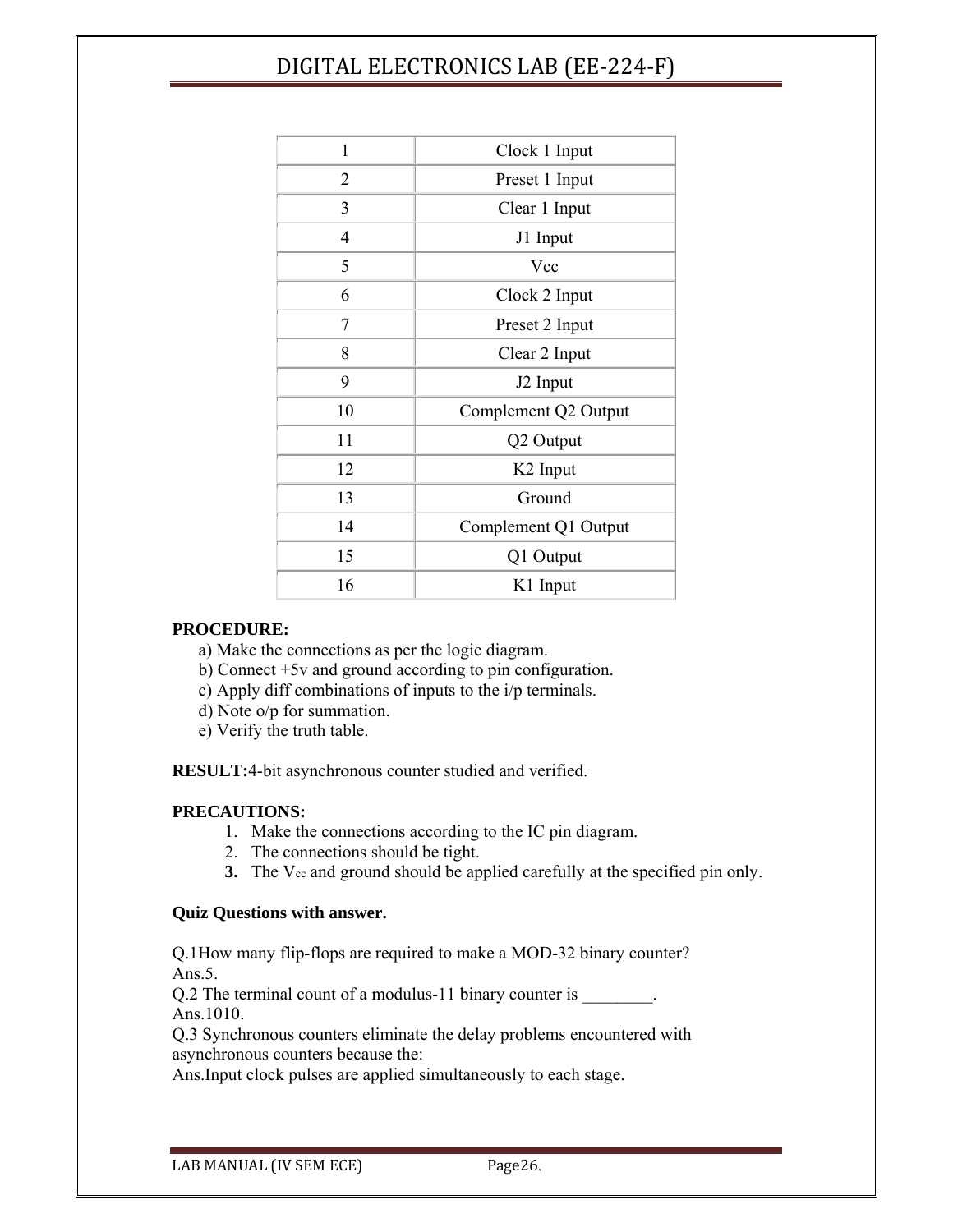| 1 | Clock 1 Input |
|---|---|
| 2 | Preset 1 Input |
| 3 | Clear 1 Input |
| 4 | J1 Input |
| 5 | Vcc |
| 6 | Clock 2 Input |
| 7 | Preset 2 Input |
| 8 | Clear 2 Input |
| 9 | J2 Input |
| 10 | Complement Q2 Output |
| 11 | Q2 Output |
| 12 | K2 Input |
| 13 | Ground |
| 14 | Complement Q1 Output |
| 15 | Q1 Output |
| 16 | K1 Input |

**PROCEDURE:**

a) Make the connections as per the logic diagram.
b) Connect +5v and ground according to pin configuration.
c) Apply diff combinations of inputs to the i/p terminals.
d) Note o/p for summation.
e) Verify the truth table.

**RESULT:**4-bit asynchronous counter studied and verified.

**PRECAUTIONS:**

1. Make the connections according to the IC pin diagram.
2. The connections should be tight.
3. The $V_{cc}$ and ground should be applied carefully at the specified pin only.

**Quiz Questions with answer.**

Q.1How many flip-flops are required to make a MOD-32 binary counter?
Ans.5.
Q.2 The terminal count of a modulus-11 binary counter is ________.
Ans.1010.
Q.3 Synchronous counters eliminate the delay problems encountered with asynchronous counters because the:
Ans.Input clock pulses are applied simultaneously to each stage.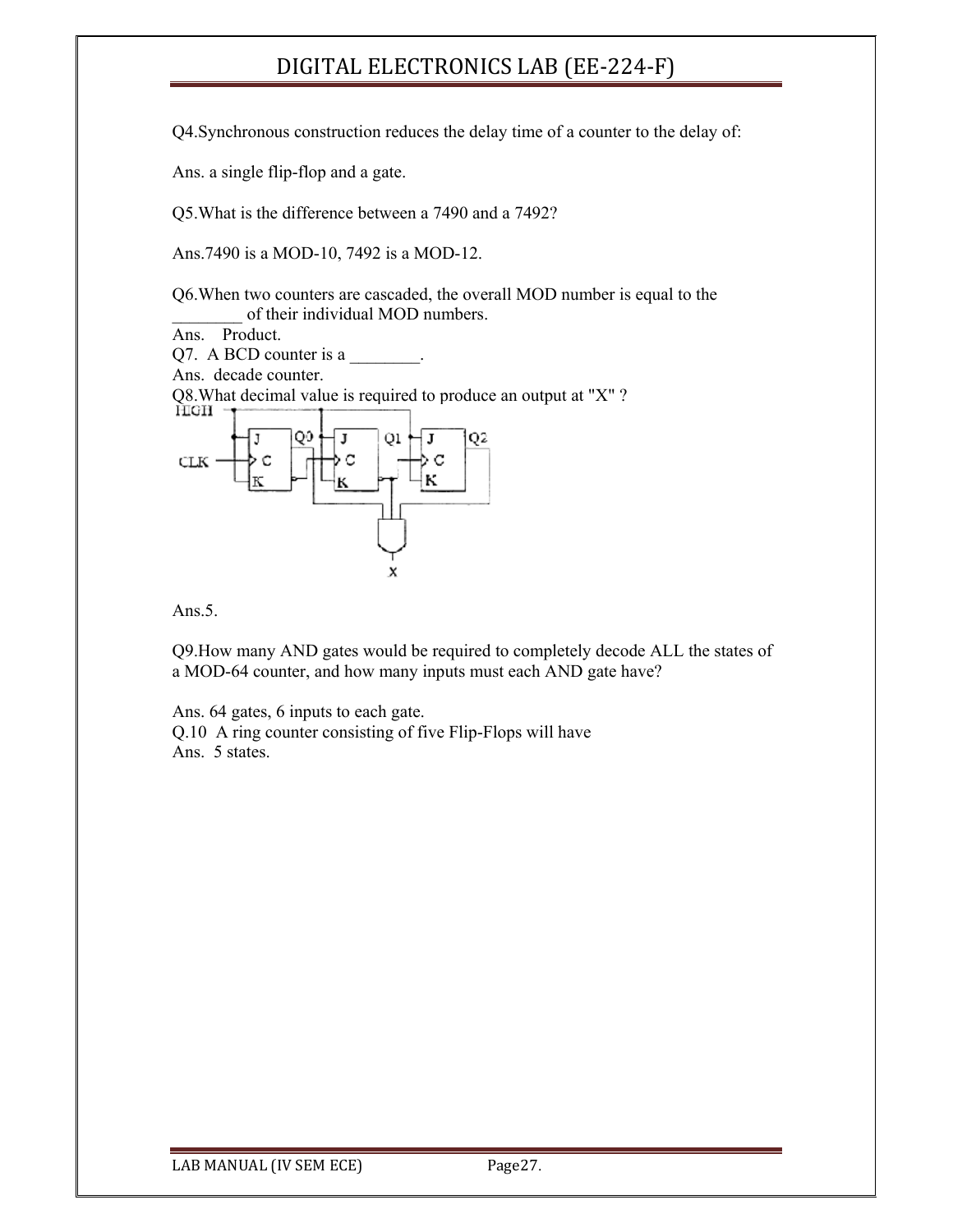Q4.Synchronous construction reduces the delay time of a counter to the delay of:

Ans. a single flip-flop and a gate.

Q5.What is the difference between a 7490 and a 7492?

Ans.7490 is a MOD-10, 7492 is a MOD-12.

Q6.When two counters are cascaded, the overall MOD number is equal to the ________ of their individual MOD numbers.

Ans. Product.

Q7. A BCD counter is a ________.

Ans. decade counter.

Q8.What decimal value is required to produce an output at "X" ?

Ans.5.

Q9.How many AND gates would be required to completely decode ALL the states of a MOD-64 counter, and how many inputs must each AND gate have?

Ans. 64 gates, 6 inputs to each gate.

Q.10 A ring counter consisting of five Flip-Flops will have

Ans. 5 states.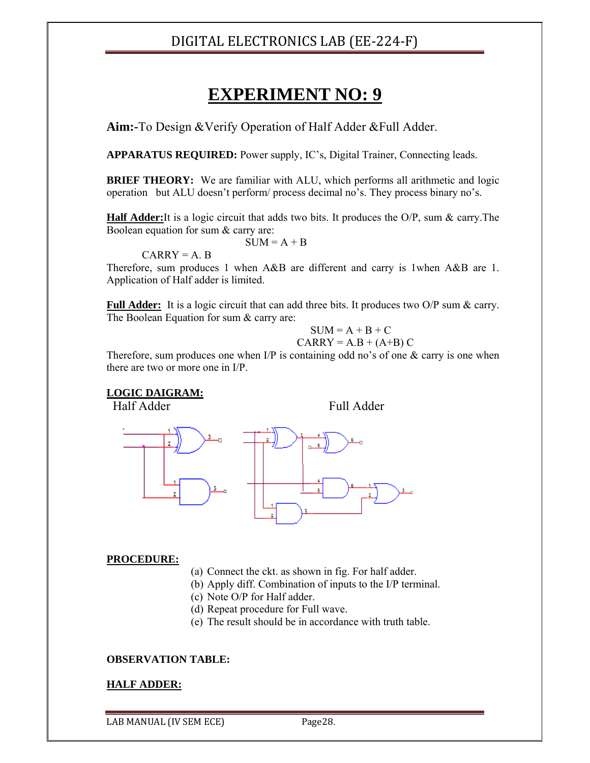# EXPERIMENT NO: 9

**Aim:-**To Design &Verify Operation of Half Adder &Full Adder.

**APPARATUS REQUIRED:** Power supply, IC's, Digital Trainer, Connecting leads.

**BRIEF THEORY:** We are familiar with ALU, which performs all arithmetic and logic operation but ALU doesn't perform/ process decimal no's. They process binary no's.

**Half Adder:**It is a logic circuit that adds two bits. It produces the O/P, sum & carry.The Boolean equation for sum & carry are:

$$SUM = A + B$$

CARRY = A. B

Therefore, sum produces 1 when A&B are different and carry is 1when A&B are 1. Application of Half adder is limited.

**Full Adder:** It is a logic circuit that can add three bits. It produces two O/P sum & carry. The Boolean Equation for sum & carry are:

$$SUM = A + B + C$$

$$CARRY = A.B + (A+B)\ C$$

Therefore, sum produces one when I/P is containing odd no's of one & carry is one when there are two or more one in I/P.

**LOGIC DAIGRAM:**

Half Adder                Full Adder

**PROCEDURE:**

(a) Connect the ckt. as shown in fig. For half adder.
(b) Apply diff. Combination of inputs to the I/P terminal.
(c) Note O/P for Half adder.
(d) Repeat procedure for Full wave.
(e) The result should be in accordance with truth table.

**OBSERVATION TABLE:**

**HALF ADDER:**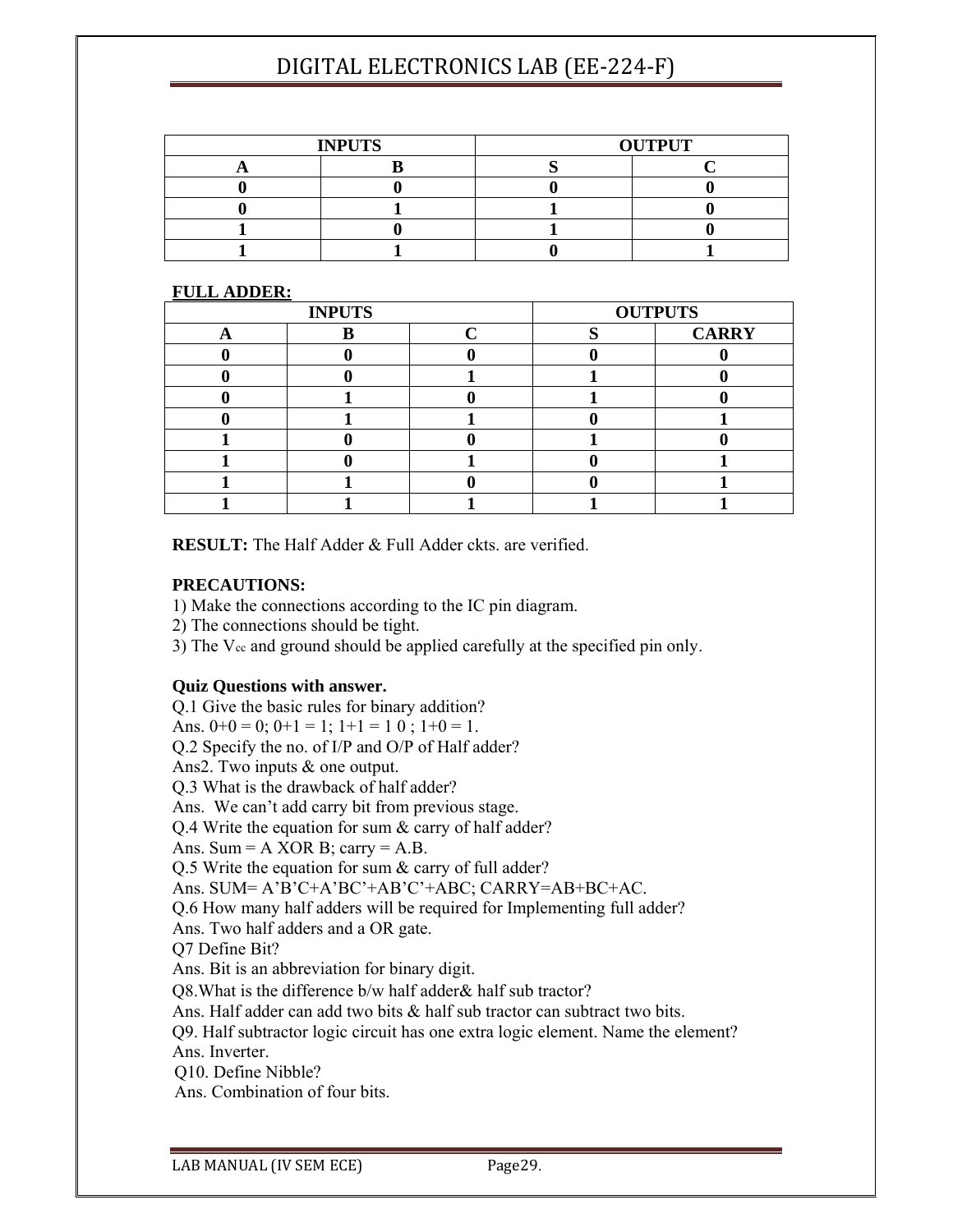| INPUTS | | OUTPUT | |
|---|---|---|---|
| **A** | **B** | **S** | **C** |
| **0** | **0** | **0** | **0** |
| **0** | **1** | **1** | **0** |
| **1** | **0** | **1** | **0** |
| **1** | **1** | **0** | **1** |

**FULL ADDER:**

| INPUTS | | | OUTPUTS | |
|---|---|---|---|---|
| **A** | **B** | **C** | **S** | **CARRY** |
| **0** | **0** | **0** | **0** | **0** |
| **0** | **0** | **1** | **1** | **0** |
| **0** | **1** | **0** | **1** | **0** |
| **0** | **1** | **1** | **0** | **1** |
| **1** | **0** | **0** | **1** | **0** |
| **1** | **0** | **1** | **0** | **1** |
| **1** | **1** | **0** | **0** | **1** |
| **1** | **1** | **1** | **1** | **1** |

**RESULT:** The Half Adder & Full Adder ckts. are verified.

**PRECAUTIONS:**

1) Make the connections according to the IC pin diagram.
2) The connections should be tight.
3) The $V_{cc}$ and ground should be applied carefully at the specified pin only.

**Quiz Questions with answer.**

Q.1 Give the basic rules for binary addition?
Ans. 0+0 = 0; 0+1 = 1; 1+1 = 1 0 ; 1+0 = 1.
Q.2 Specify the no. of I/P and O/P of Half adder?
Ans2. Two inputs & one output.
Q.3 What is the drawback of half adder?
Ans. We can't add carry bit from previous stage.
Q.4 Write the equation for sum & carry of half adder?
Ans. Sum = A XOR B; carry = A.B.
Q.5 Write the equation for sum & carry of full adder?
Ans. SUM= A'B'C+A'BC'+AB'C'+ABC; CARRY=AB+BC+AC.
Q.6 How many half adders will be required for Implementing full adder?
Ans. Two half adders and a OR gate.
Q7 Define Bit?
Ans. Bit is an abbreviation for binary digit.
Q8.What is the difference b/w half adder& half sub tractor?
Ans. Half adder can add two bits & half sub tractor can subtract two bits.
Q9. Half subtractor logic circuit has one extra logic element. Name the element?
Ans. Inverter.
Q10. Define Nibble?
Ans. Combination of four bits.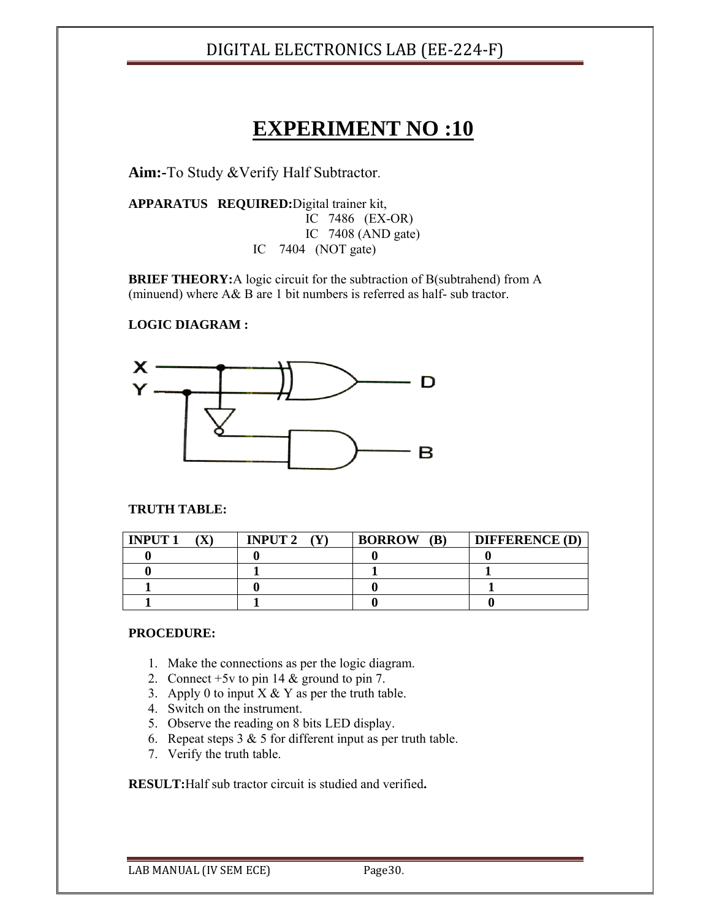# EXPERIMENT NO :10

**Aim:-**To Study &Verify Half Subtractor.

**APPARATUS REQUIRED:**Digital trainer kit,
IC 7486 (EX-OR)
IC 7408 (AND gate)
IC 7404 (NOT gate)

**BRIEF THEORY:**A logic circuit for the subtraction of B(subtrahend) from A (minuend) where A& B are 1 bit numbers is referred as half- sub tractor.

**LOGIC DIAGRAM :**

**TRUTH TABLE:**

| INPUT 1 (X) | INPUT 2 (Y) | BORROW (B) | DIFFERENCE (D) |
|---|---|---|---|
| 0 | 0 | 0 | 0 |
| 0 | 1 | 1 | 1 |
| 1 | 0 | 0 | 1 |
| 1 | 1 | 0 | 0 |

**PROCEDURE:**

1. Make the connections as per the logic diagram.
2. Connect +5v to pin 14 & ground to pin 7.
3. Apply 0 to input X & Y as per the truth table.
4. Switch on the instrument.
5. Observe the reading on 8 bits LED display.
6. Repeat steps 3 & 5 for different input as per truth table.
7. Verify the truth table.

**RESULT:**Half sub tractor circuit is studied and verified**.**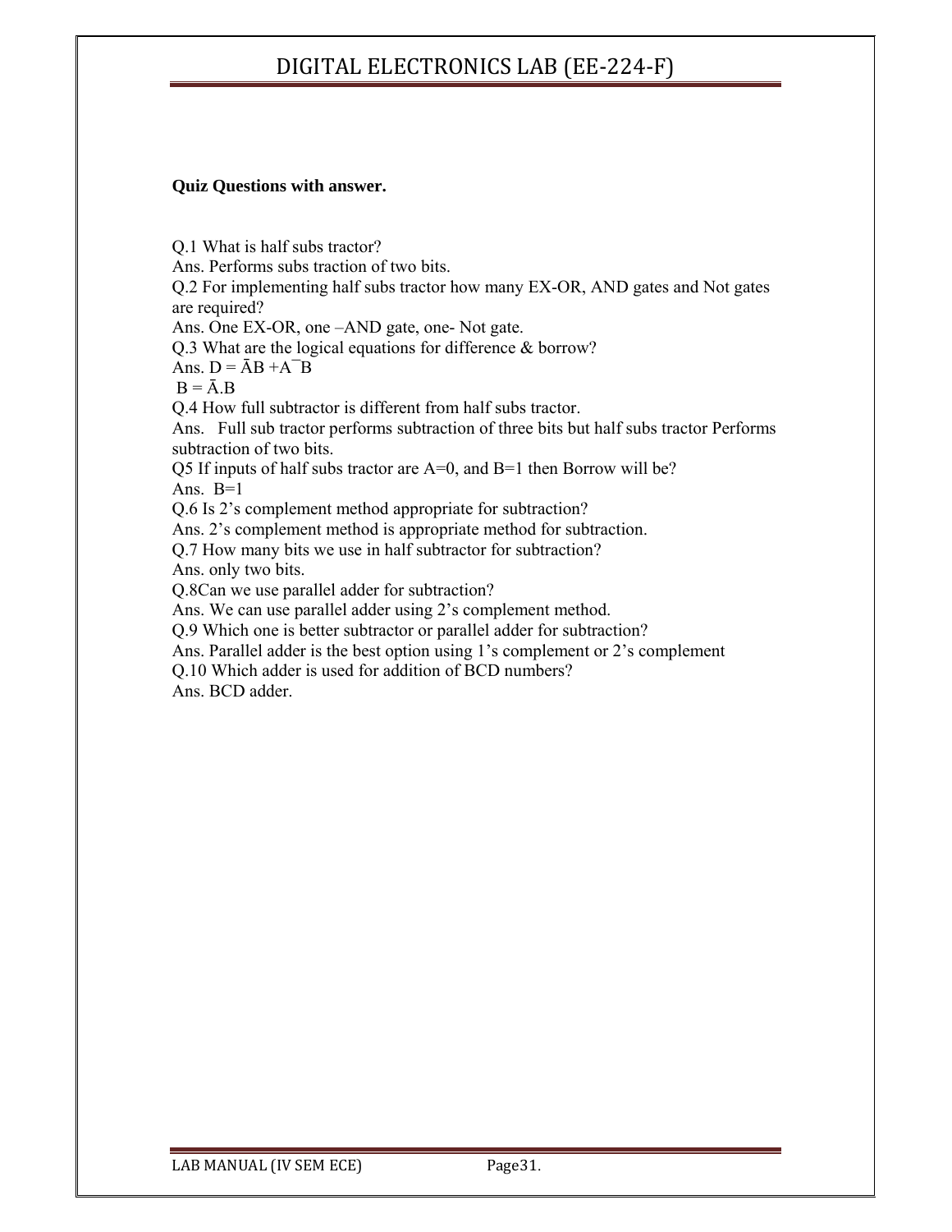**Quiz Questions with answer.**

Q.1 What is half subs tractor?

Ans. Performs subs traction of two bits.

Q.2 For implementing half subs tractor how many EX-OR, AND gates and Not gates are required?

Ans. One EX-OR, one –AND gate, one- Not gate.

Q.3 What are the logical equations for difference & borrow?

Ans. $D = \bar{A}B + A\bar{B}$

$B = \bar{A}.B$

Q.4 How full subtractor is different from half subs tractor.

Ans. Full sub tractor performs subtraction of three bits but half subs tractor Performs subtraction of two bits.

Q5 If inputs of half subs tractor are A=0, and B=1 then Borrow will be?

Ans. B=1

Q.6 Is 2's complement method appropriate for subtraction?

Ans. 2's complement method is appropriate method for subtraction.

Q.7 How many bits we use in half subtractor for subtraction?

Ans. only two bits.

Q.8Can we use parallel adder for subtraction?

Ans. We can use parallel adder using 2's complement method.

Q.9 Which one is better subtractor or parallel adder for subtraction?

Ans. Parallel adder is the best option using 1's complement or 2's complement

Q.10 Which adder is used for addition of BCD numbers?

Ans. BCD adder.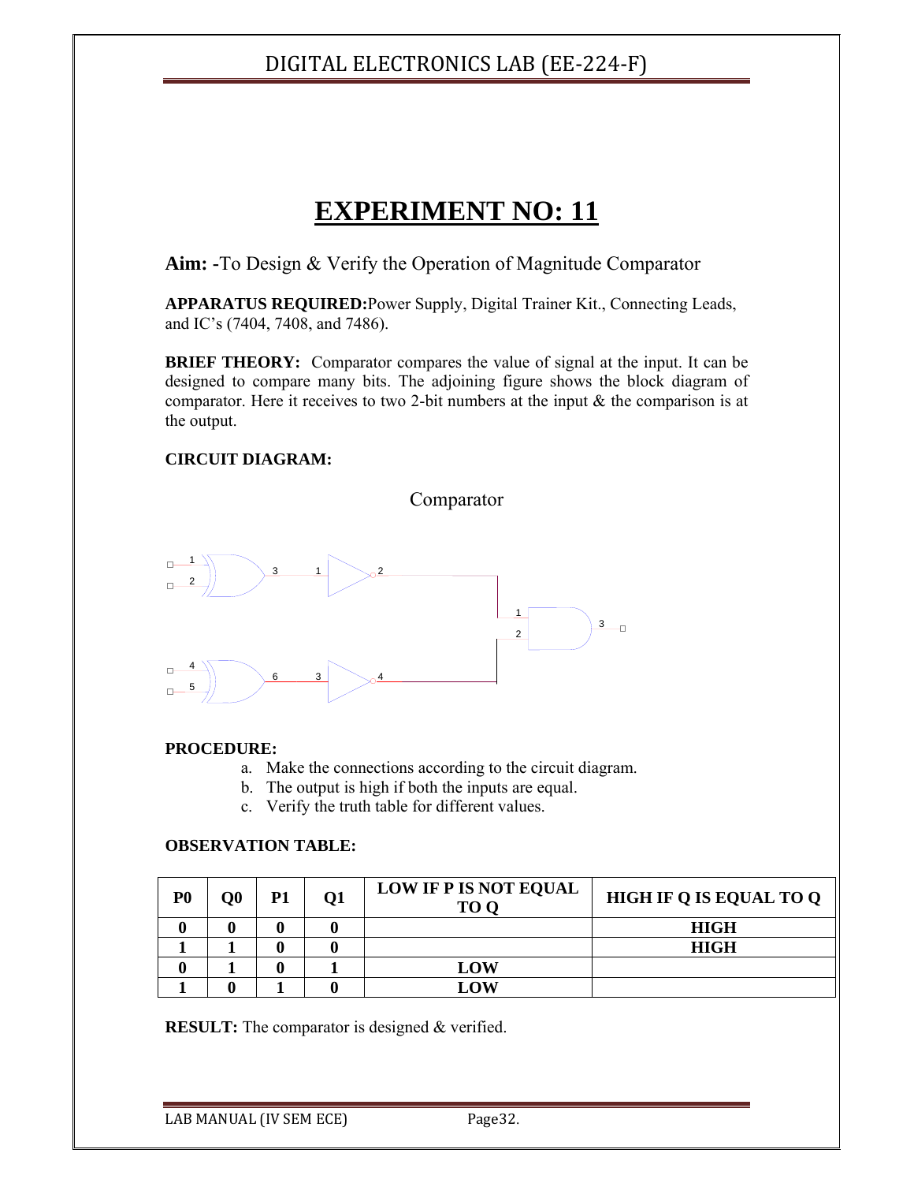# EXPERIMENT NO: 11

**Aim: -**To Design & Verify the Operation of Magnitude Comparator

**APPARATUS REQUIRED:**Power Supply, Digital Trainer Kit., Connecting Leads, and IC's (7404, 7408, and 7486).

**BRIEF THEORY:** Comparator compares the value of signal at the input. It can be designed to compare many bits. The adjoining figure shows the block diagram of comparator. Here it receives to two 2-bit numbers at the input & the comparison is at the output.

**CIRCUIT DIAGRAM:**

Comparator

**PROCEDURE:**

a. Make the connections according to the circuit diagram.
b. The output is high if both the inputs are equal.
c. Verify the truth table for different values.

**OBSERVATION TABLE:**

| P0 | Q0 | P1 | Q1 | LOW IF P IS NOT EQUAL TO Q | HIGH IF Q IS EQUAL TO Q |
|---|---|---|---|---|---|
| 0 | 0 | 0 | 0 | | HIGH |
| 1 | 1 | 0 | 0 | | HIGH |
| 0 | 1 | 0 | 1 | LOW | |
| 1 | 0 | 1 | 0 | LOW | |

**RESULT:** The comparator is designed & verified.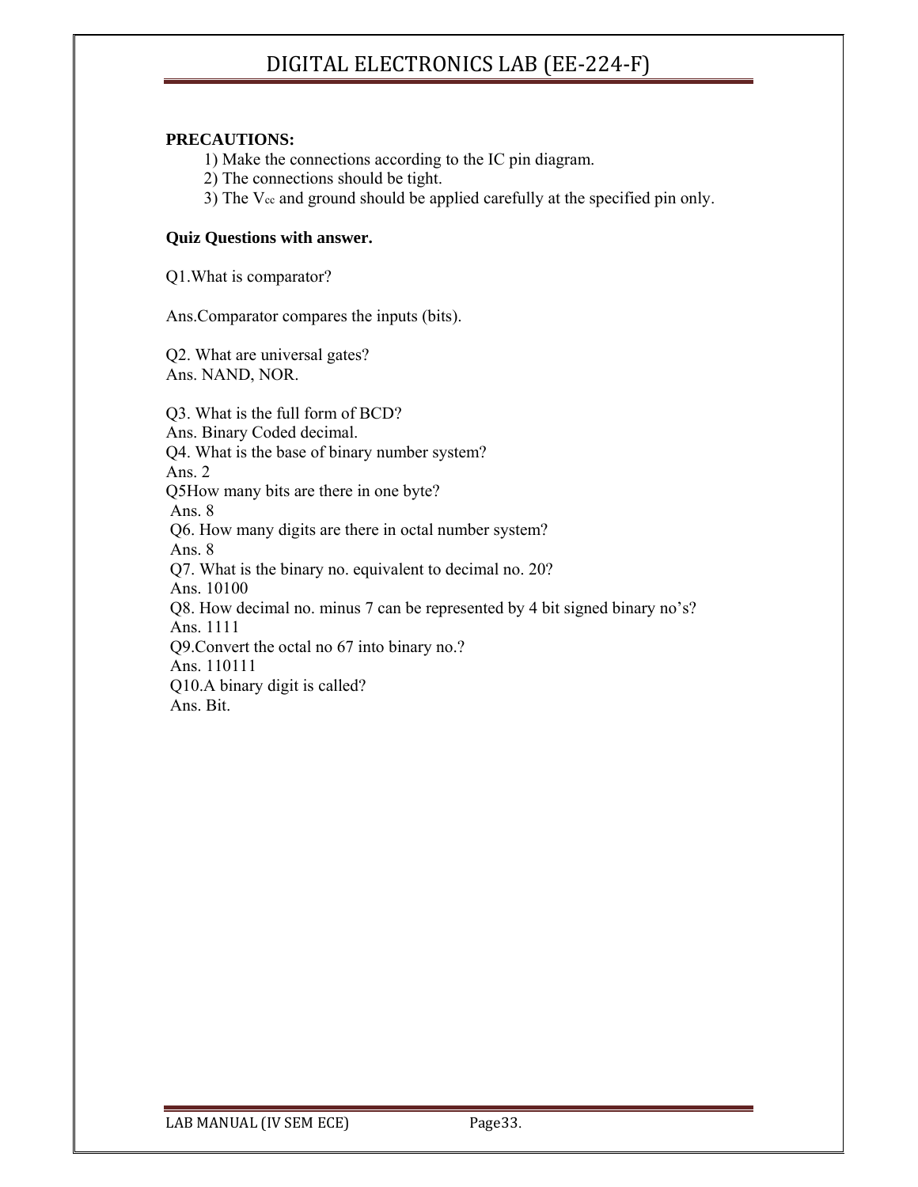**PRECAUTIONS:**

1) Make the connections according to the IC pin diagram.
2) The connections should be tight.
3) The $V_{cc}$ and ground should be applied carefully at the specified pin only.

**Quiz Questions with answer.**

Q1.What is comparator?

Ans.Comparator compares the inputs (bits).

Q2. What are universal gates?
Ans. NAND, NOR.

Q3. What is the full form of BCD?
Ans. Binary Coded decimal.
Q4. What is the base of binary number system?
Ans. 2
Q5How many bits are there in one byte?
Ans. 8
Q6. How many digits are there in octal number system?
Ans. 8
Q7. What is the binary no. equivalent to decimal no. 20?
Ans. 10100
Q8. How decimal no. minus 7 can be represented by 4 bit signed binary no's?
Ans. 1111
Q9.Convert the octal no 67 into binary no.?
Ans. 110111
Q10.A binary digit is called?
Ans. Bit.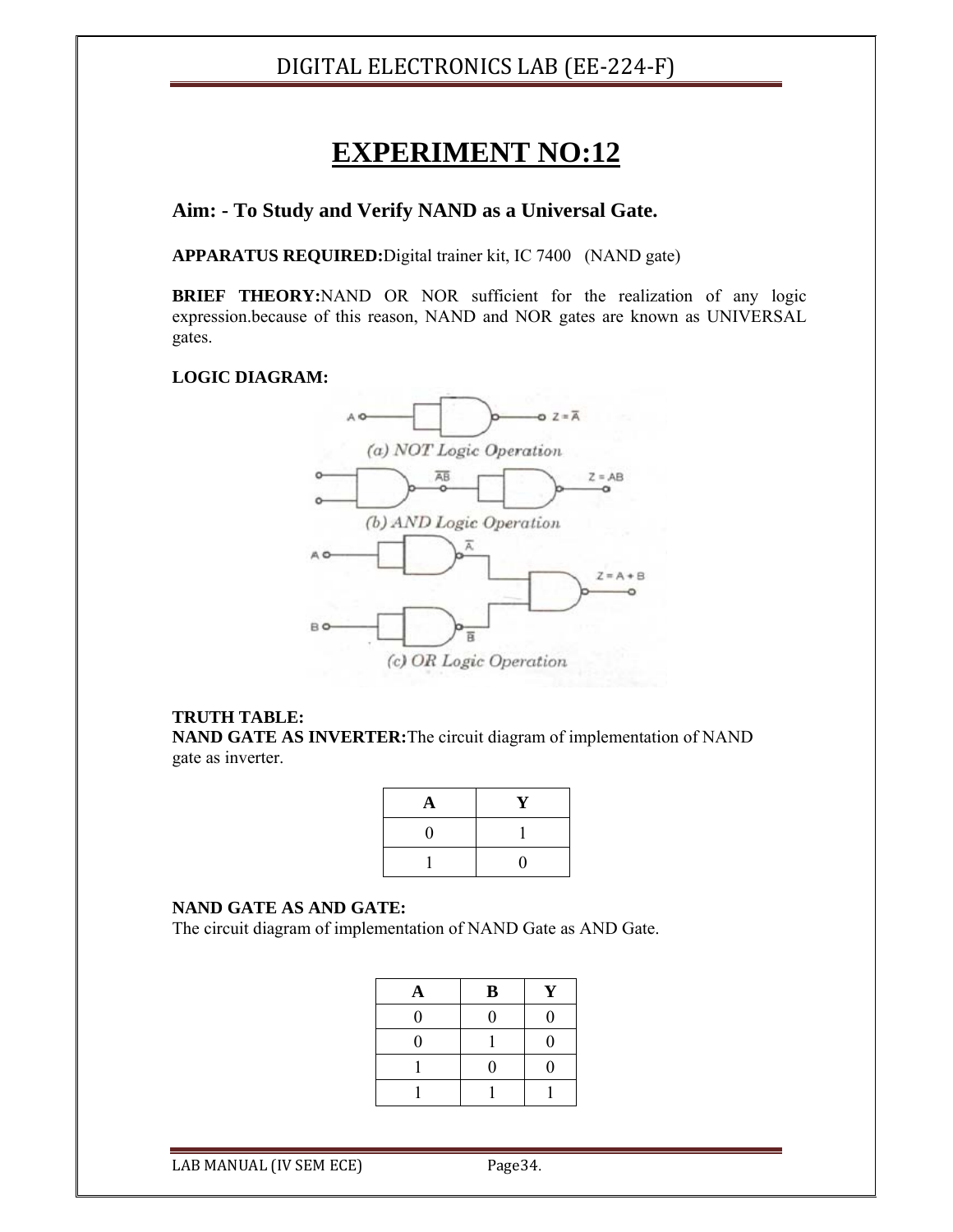# EXPERIMENT NO:12

## Aim: - To Study and Verify NAND as a Universal Gate.

**APPARATUS REQUIRED:**Digital trainer kit, IC 7400 (NAND gate)

**BRIEF THEORY:**NAND OR NOR sufficient for the realization of any logic expression.because of this reason, NAND and NOR gates are known as UNIVERSAL gates.

**LOGIC DIAGRAM:**

(a) NOT Logic Operation

(b) AND Logic Operation

(c) OR Logic Operation

**TRUTH TABLE:**

**NAND GATE AS INVERTER:**The circuit diagram of implementation of NAND gate as inverter.

| A | Y |
|---|---|
| 0 | 1 |
| 1 | 0 |

**NAND GATE AS AND GATE:**

The circuit diagram of implementation of NAND Gate as AND Gate.

| A | B | Y |
|---|---|---|
| 0 | 0 | 0 |
| 0 | 1 | 0 |
| 1 | 0 | 0 |
| 1 | 1 | 1 |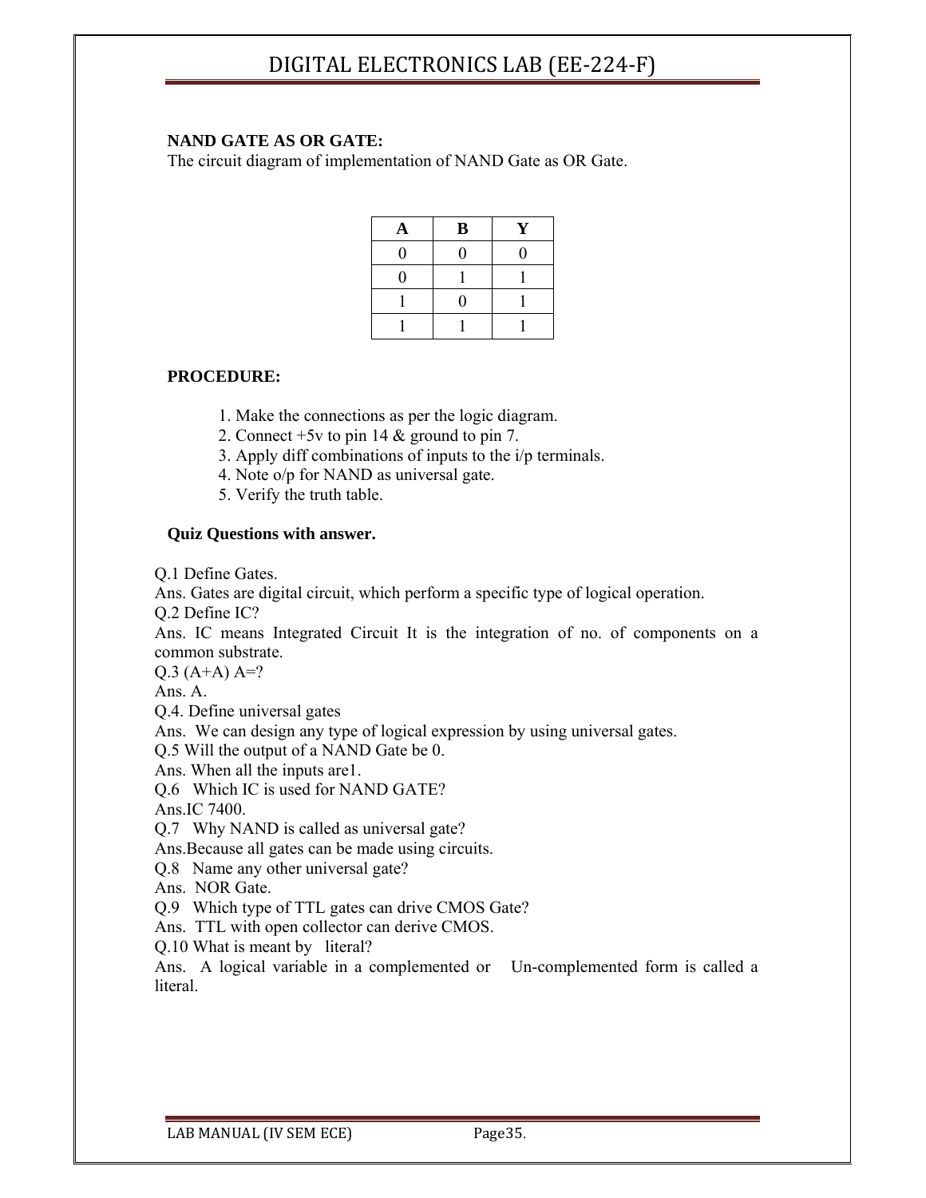**NAND GATE AS OR GATE:**

The circuit diagram of implementation of NAND Gate as OR Gate.

| A | B | Y |
|---|---|---|
| 0 | 0 | 0 |
| 0 | 1 | 1 |
| 1 | 0 | 1 |
| 1 | 1 | 1 |

**PROCEDURE:**

1. Make the connections as per the logic diagram.
2. Connect +5v to pin 14 & ground to pin 7.
3. Apply diff combinations of inputs to the i/p terminals.
4. Note o/p for NAND as universal gate.
5. Verify the truth table.

**Quiz Questions with answer.**

Q.1 Define Gates.
Ans. Gates are digital circuit, which perform a specific type of logical operation.
Q.2 Define IC?
Ans. IC means Integrated Circuit It is the integration of no. of components on a common substrate.
Q.3 (A+A) A=?
Ans. A.
Q.4. Define universal gates
Ans. We can design any type of logical expression by using universal gates.
Q.5 Will the output of a NAND Gate be 0.
Ans. When all the inputs are1.
Q.6 Which IC is used for NAND GATE?
Ans.IC 7400.
Q.7 Why NAND is called as universal gate?
Ans.Because all gates can be made using circuits.
Q.8 Name any other universal gate?
Ans. NOR Gate.
Q.9 Which type of TTL gates can drive CMOS Gate?
Ans. TTL with open collector can derive CMOS.
Q.10 What is meant by literal?
Ans. A logical variable in a complemented or Un-complemented form is called a literal.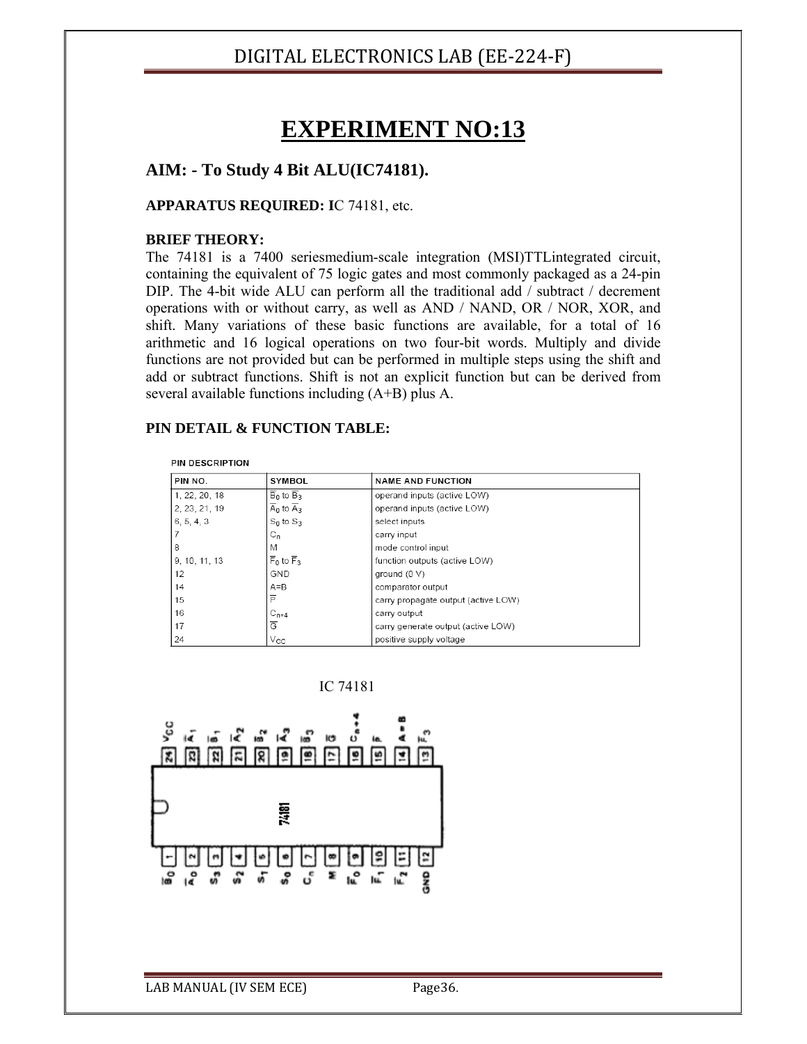# EXPERIMENT NO:13

## AIM: - To Study 4 Bit ALU(IC74181).

**APPARATUS REQUIRED: I**C 74181, etc.

**BRIEF THEORY:**

The 74181 is a 7400 seriesmedium-scale integration (MSI)TTLintegrated circuit, containing the equivalent of 75 logic gates and most commonly packaged as a 24-pin DIP. The 4-bit wide ALU can perform all the traditional add / subtract / decrement operations with or without carry, as well as AND / NAND, OR / NOR, XOR, and shift. Many variations of these basic functions are available, for a total of 16 arithmetic and 16 logical operations on two four-bit words. Multiply and divide functions are not provided but can be performed in multiple steps using the shift and add or subtract functions. Shift is not an explicit function but can be derived from several available functions including (A+B) plus A.

**PIN DETAIL & FUNCTION TABLE:**

PIN DESCRIPTION

| PIN NO. | SYMBOL | NAME AND FUNCTION |
|---|---|---|
| 1, 22, 20, 18 | $\overline{B}_0$ to $\overline{B}_3$ | operand inputs (active LOW) |
| 2, 23, 21, 19 | $\overline{A}_0$ to $\overline{A}_3$ | operand inputs (active LOW) |
| 6, 5, 4, 3 | $S_0$ to $S_3$ | select inputs |
| 7 | $C_n$ | carry input |
| 8 | M | mode control input |
| 9, 10, 11, 13 | $\overline{F}_0$ to $\overline{F}_3$ | function outputs (active LOW) |
| 12 | GND | ground (0 V) |
| 14 | A=B | comparator output |
| 15 | $\overline{P}$ | carry propagate output (active LOW) |
| 16 | $C_{n+4}$ | carry output |
| 17 | $\overline{G}$ | carry generate output (active LOW) |
| 24 | $V_{CC}$ | positive supply voltage |

IC 74181

| Pin | 24 | 23 | 22 | 21 | 20 | 19 | 18 | 17 | 16 | 15 | 14 | 13 |
|---|---|---|---|---|---|---|---|---|---|---|---|---|
| Signal | $V_{CC}$ | $\overline{A}_1$ | $\overline{B}_1$ | $\overline{A}_2$ | $\overline{B}_2$ | $\overline{A}_3$ | $\overline{B}_3$ | $\overline{G}$ | $C_{n+4}$ | $\overline{P}$ | A = B | $\overline{F}_3$ |

| Pin | 1 | 2 | 3 | 4 | 5 | 6 | 7 | 8 | 9 | 10 | 11 | 12 |
|---|---|---|---|---|---|---|---|---|---|---|---|---|
| Signal | $\overline{B}_0$ | $\overline{A}_0$ | $S_3$ | $S_2$ | $S_1$ | $S_0$ | $C_n$ | M | $\overline{F}_0$ | $\overline{F}_1$ | $\overline{F}_2$ | GND |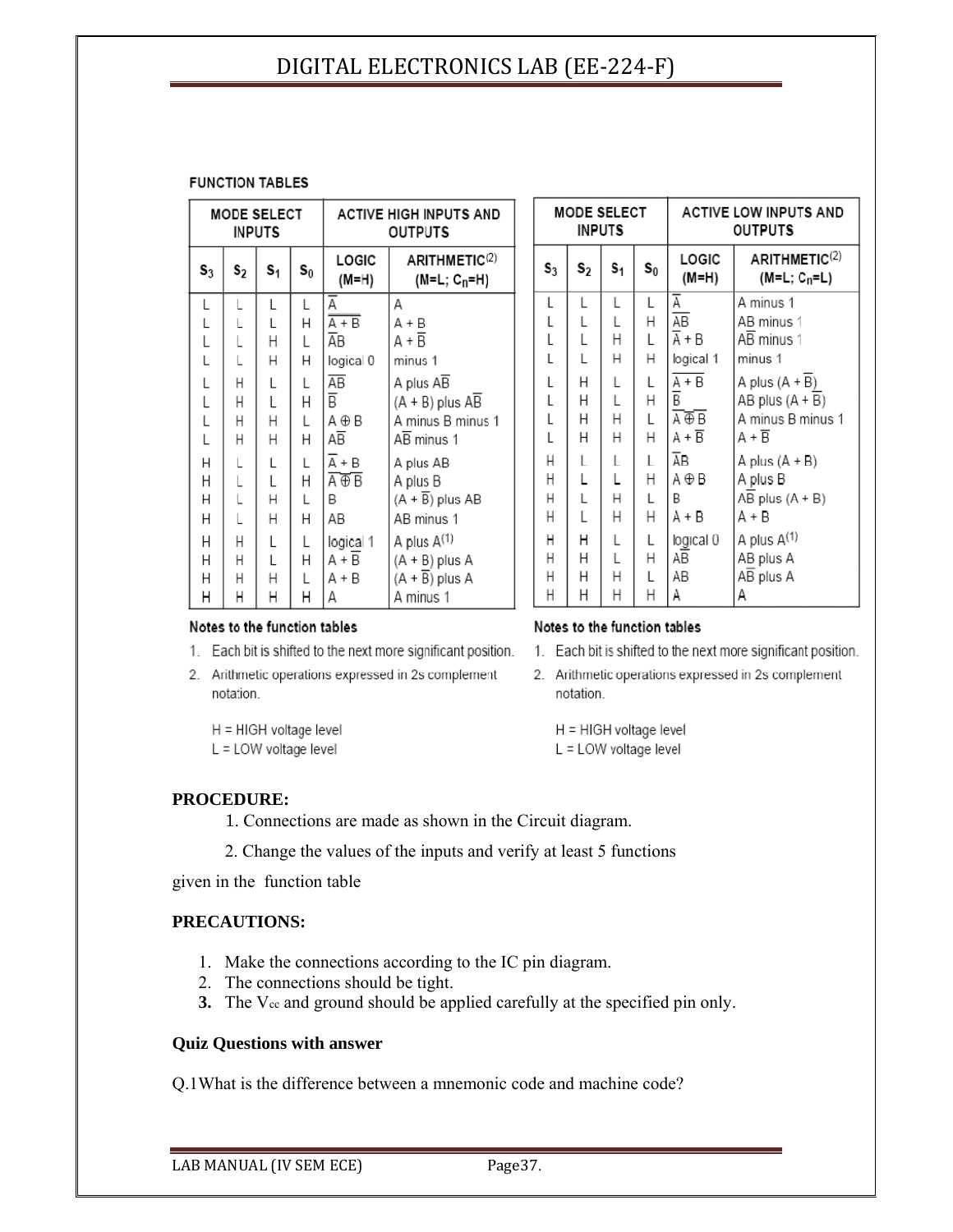**FUNCTION TABLES**

| MODE SELECT INPUTS | | | | ACTIVE HIGH INPUTS AND OUTPUTS | |
|---|---|---|---|---|---|
| $S_3$ | $S_2$ | $S_1$ | $S_0$ | LOGIC (M=H) | ARITHMETIC[2] (M=L; $C_n$=H) |
| L | L | L | L | $\overline{A}$ | A |
| L | L | L | H | $\overline{A + B}$ | A + B |
| L | L | H | L | $\overline{A}B$ | $A + \overline{B}$ |
| L | L | H | H | logical 0 | minus 1 |
| L | H | L | L | $\overline{AB}$ | A plus $A\overline{B}$ |
| L | H | L | H | $\overline{B}$ | (A + B) plus $A\overline{B}$ |
| L | H | H | L | $A \oplus B$ | A minus B minus 1 |
| L | H | H | H | $A\overline{B}$ | $A\overline{B}$ minus 1 |
| H | L | L | L | $\overline{A} + B$ | A plus AB |
| H | L | L | H | $\overline{A \oplus B}$ | A plus B |
| H | L | H | L | B | $(A + \overline{B})$ plus AB |
| H | L | H | H | AB | AB minus 1 |
| H | H | L | L | logical 1 | A plus A[1] |
| H | H | L | H | $A + \overline{B}$ | (A + B) plus A |
| H | H | H | L | A + B | $(A + \overline{B})$ plus A |
| H | H | H | H | A | A minus 1 |

Notes to the function tables

1. Each bit is shifted to the next more significant position.
2. Arithmetic operations expressed in 2s complement notation.

H = HIGH voltage level
L = LOW voltage level

| MODE SELECT INPUTS | | | | ACTIVE LOW INPUTS AND OUTPUTS | |
|---|---|---|---|---|---|
| $S_3$ | $S_2$ | $S_1$ | $S_0$ | LOGIC (M=H) | ARITHMETIC[2] (M=L; $C_n$=L) |
| L | L | L | L | $\overline{A}$ | A minus 1 |
| L | L | L | H | $\overline{AB}$ | AB minus 1 |
| L | L | H | L | $\overline{A} + B$ | $A\overline{B}$ minus 1 |
| L | L | H | H | logical 1 | minus 1 |
| L | H | L | L | $\overline{A + B}$ | A plus $(A + \overline{B})$ |
| L | H | L | H | $\overline{B}$ | AB plus $(A + \overline{B})$ |
| L | H | H | L | $\overline{A \oplus B}$ | A minus B minus 1 |
| L | H | H | H | $A + \overline{B}$ | $A + \overline{B}$ |
| H | L | L | L | $\overline{A}B$ | A plus (A + B) |
| H | L | L | H | $A \oplus B$ | A plus B |
| H | L | H | L | B | $A\overline{B}$ plus (A + B) |
| H | L | H | H | A + B | A + B |
| H | H | L | L | logical 0 | A plus A[1] |
| H | H | L | H | $A\overline{B}$ | AB plus A |
| H | H | H | L | AB | $A\overline{B}$ plus A |
| H | H | H | H | A | A |

Notes to the function tables

1. Each bit is shifted to the next more significant position.
2. Arithmetic operations expressed in 2s complement notation.

H = HIGH voltage level
L = LOW voltage level

**PROCEDURE:**

1. Connections are made as shown in the Circuit diagram.
2. Change the values of the inputs and verify at least 5 functions given in the function table

**PRECAUTIONS:**

1. Make the connections according to the IC pin diagram.
2. The connections should be tight.
3. The $V_{cc}$ and ground should be applied carefully at the specified pin only.

**Quiz Questions with answer**

Q.1What is the difference between a mnemonic code and machine code?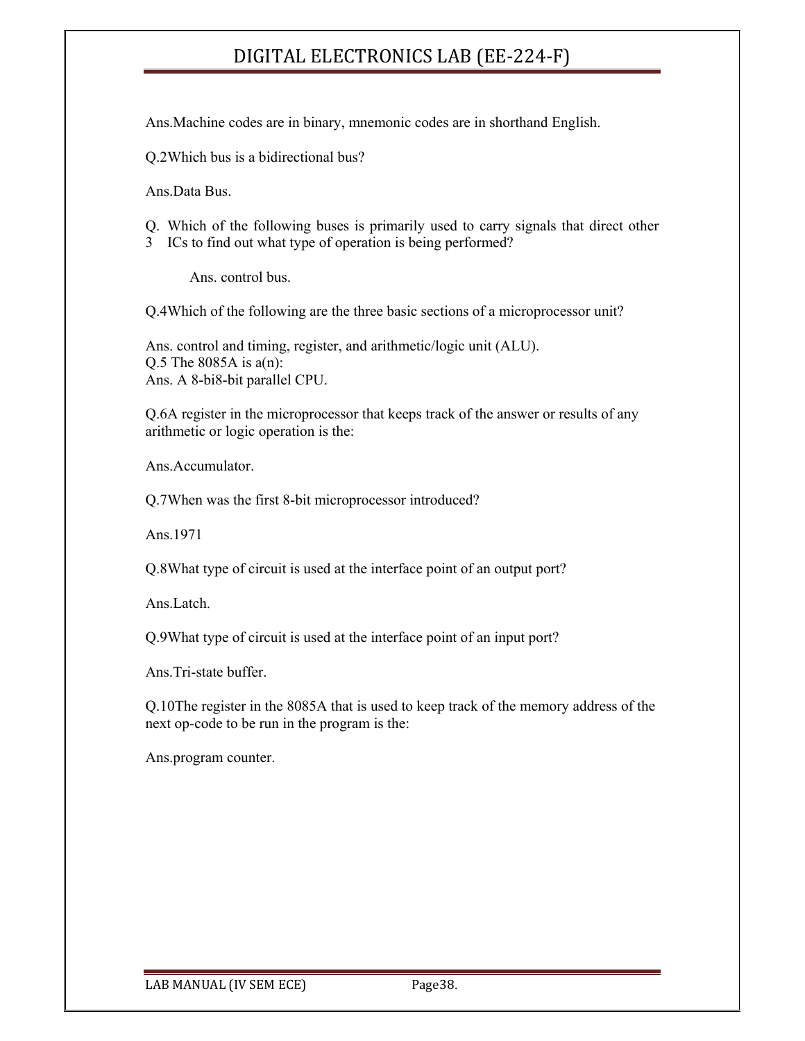Ans.Machine codes are in binary, mnemonic codes are in shorthand English.

Q.2Which bus is a bidirectional bus?

Ans.Data Bus.

Q.3 Which of the following buses is primarily used to carry signals that direct other ICs to find out what type of operation is being performed?

Ans. control bus.

Q.4Which of the following are the three basic sections of a microprocessor unit?

Ans. control and timing, register, and arithmetic/logic unit (ALU).
Q.5 The 8085A is a(n):
Ans. A 8-bi8-bit parallel CPU.

Q.6A register in the microprocessor that keeps track of the answer or results of any arithmetic or logic operation is the:

Ans.Accumulator.

Q.7When was the first 8-bit microprocessor introduced?

Ans.1971

Q.8What type of circuit is used at the interface point of an output port?

Ans.Latch.

Q.9What type of circuit is used at the interface point of an input port?

Ans.Tri-state buffer.

Q.10The register in the 8085A that is used to keep track of the memory address of the next op-code to be run in the program is the:

Ans.program counter.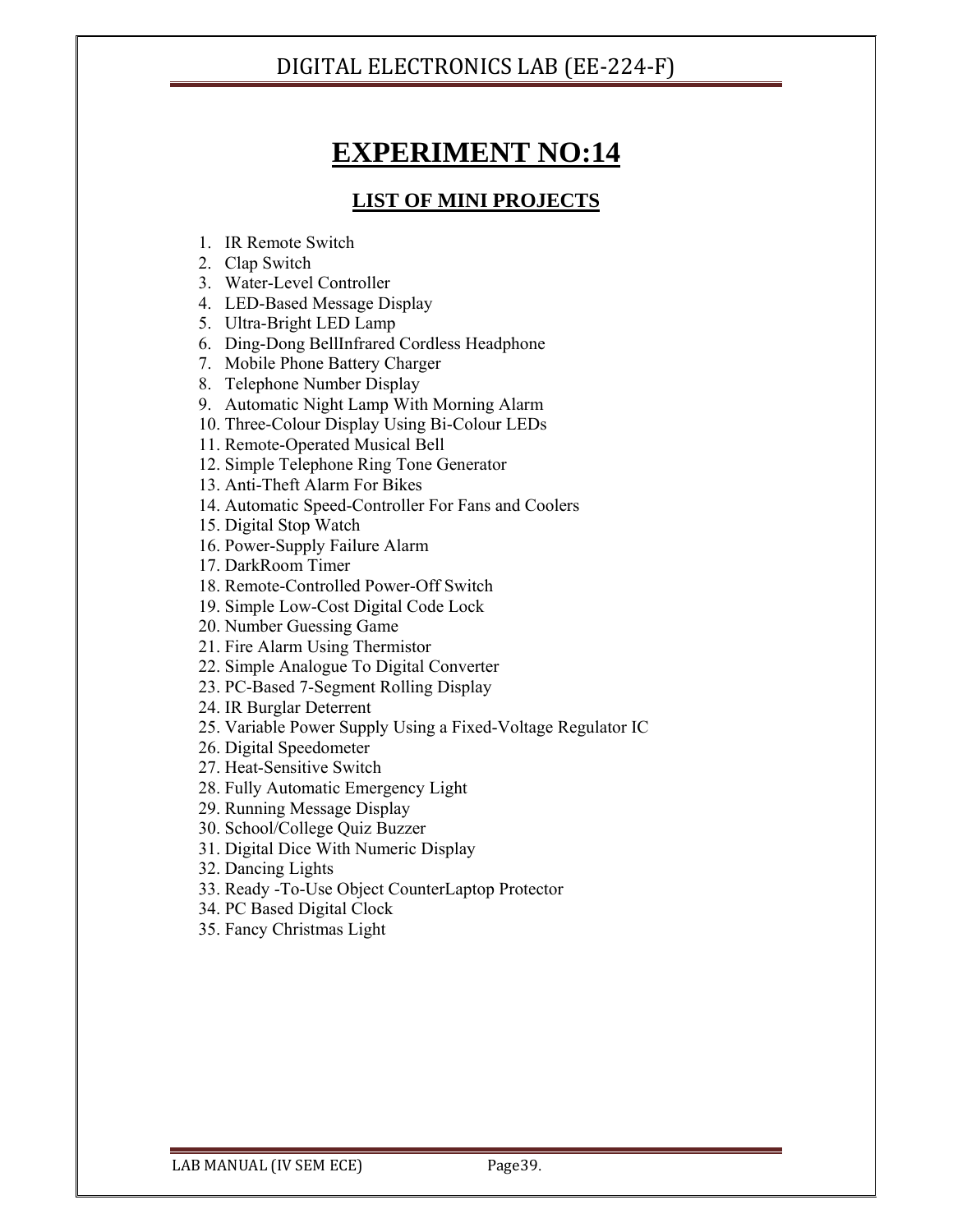# EXPERIMENT NO:14

## LIST OF MINI PROJECTS

1. IR Remote Switch
2. Clap Switch
3. Water-Level Controller
4. LED-Based Message Display
5. Ultra-Bright LED Lamp
6. Ding-Dong BellInfrared Cordless Headphone
7. Mobile Phone Battery Charger
8. Telephone Number Display
9. Automatic Night Lamp With Morning Alarm
10. Three-Colour Display Using Bi-Colour LEDs
11. Remote-Operated Musical Bell
12. Simple Telephone Ring Tone Generator
13. Anti-Theft Alarm For Bikes
14. Automatic Speed-Controller For Fans and Coolers
15. Digital Stop Watch
16. Power-Supply Failure Alarm
17. DarkRoom Timer
18. Remote-Controlled Power-Off Switch
19. Simple Low-Cost Digital Code Lock
20. Number Guessing Game
21. Fire Alarm Using Thermistor
22. Simple Analogue To Digital Converter
23. PC-Based 7-Segment Rolling Display
24. IR Burglar Deterrent
25. Variable Power Supply Using a Fixed-Voltage Regulator IC
26. Digital Speedometer
27. Heat-Sensitive Switch
28. Fully Automatic Emergency Light
29. Running Message Display
30. School/College Quiz Buzzer
31. Digital Dice With Numeric Display
32. Dancing Lights
33. Ready -To-Use Object CounterLaptop Protector
34. PC Based Digital Clock
35. Fancy Christmas Light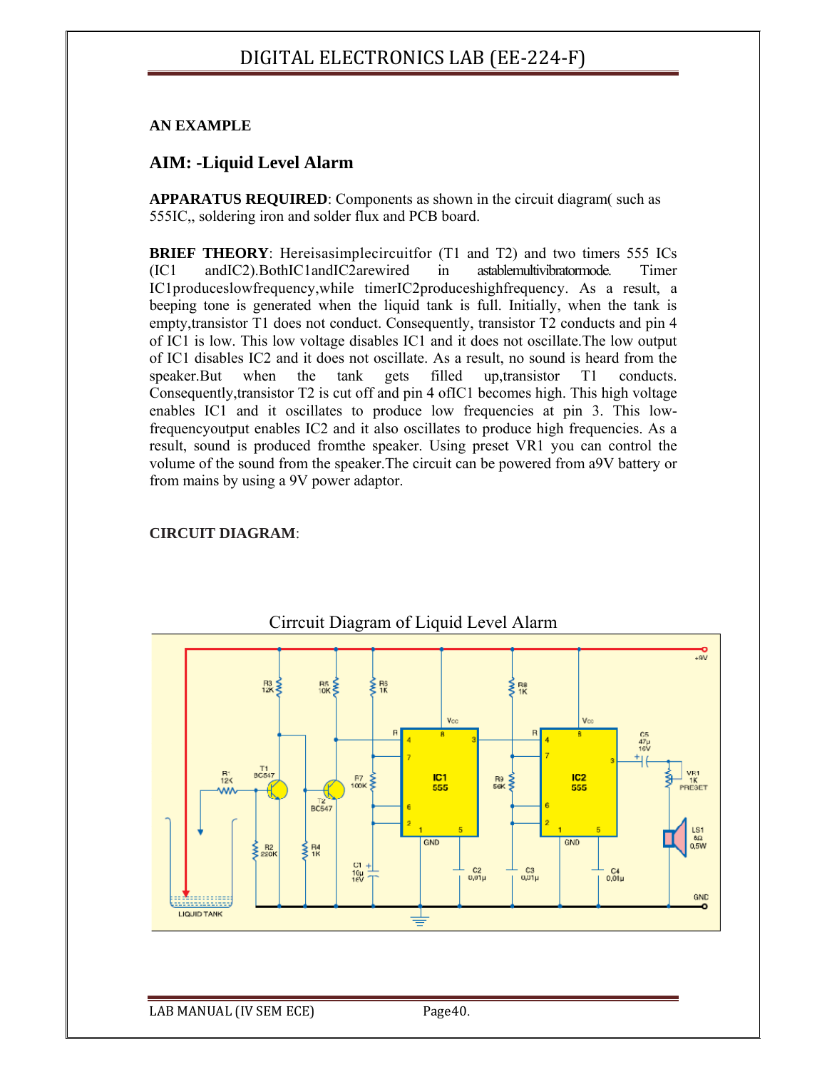**AN EXAMPLE**

## AIM: -Liquid Level Alarm

**APPARATUS REQUIRED**: Components as shown in the circuit diagram( such as 555IC,, soldering iron and solder flux and PCB board.

**BRIEF THEORY**: Hereisasimplecircuitfor (T1 and T2) and two timers 555 ICs (IC1 andIC2).BothIC1andIC2arewired in astablemultivibratormode. Timer IC1produceslowfrequency,while timerIC2produceshighfrequency. As a result, a beeping tone is generated when the liquid tank is full. Initially, when the tank is empty,transistor T1 does not conduct. Consequently, transistor T2 conducts and pin 4 of IC1 is low. This low voltage disables IC1 and it does not oscillate.The low output of IC1 disables IC2 and it does not oscillate. As a result, no sound is heard from the speaker.But when the tank gets filled up,transistor T1 conducts. Consequently,transistor T2 is cut off and pin 4 ofIC1 becomes high. This high voltage enables IC1 and it oscillates to produce low frequencies at pin 3. This low-frequencyoutput enables IC2 and it also oscillates to produce high frequencies. As a result, sound is produced fromthe speaker. Using preset VR1 you can control the volume of the sound from the speaker.The circuit can be powered from a9V battery or from mains by using a 9V power adaptor.

**CIRCUIT DIAGRAM**:

Cirrcuit Diagram of Liquid Level Alarm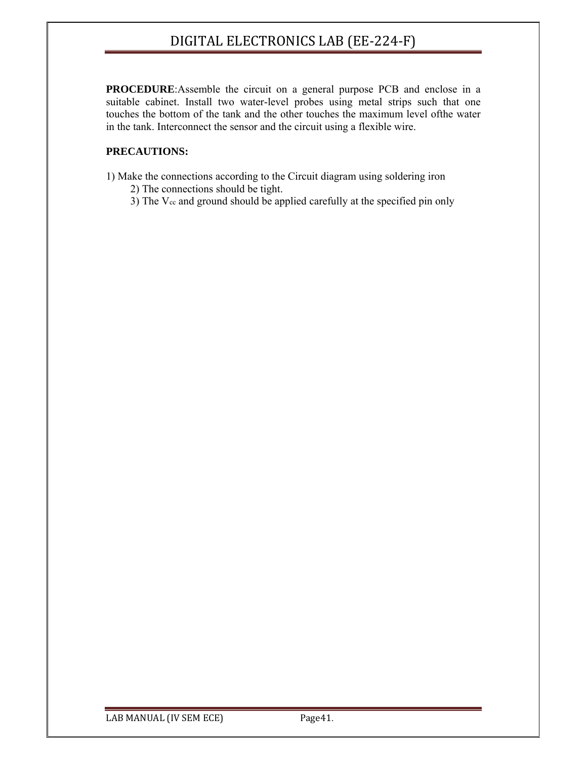**PROCEDURE**:Assemble the circuit on a general purpose PCB and enclose in a suitable cabinet. Install two water-level probes using metal strips such that one touches the bottom of the tank and the other touches the maximum level ofthe water in the tank. Interconnect the sensor and the circuit using a flexible wire.

**PRECAUTIONS:**

1) Make the connections according to the Circuit diagram using soldering iron
2) The connections should be tight.
3) The $V_{cc}$ and ground should be applied carefully at the specified pin only